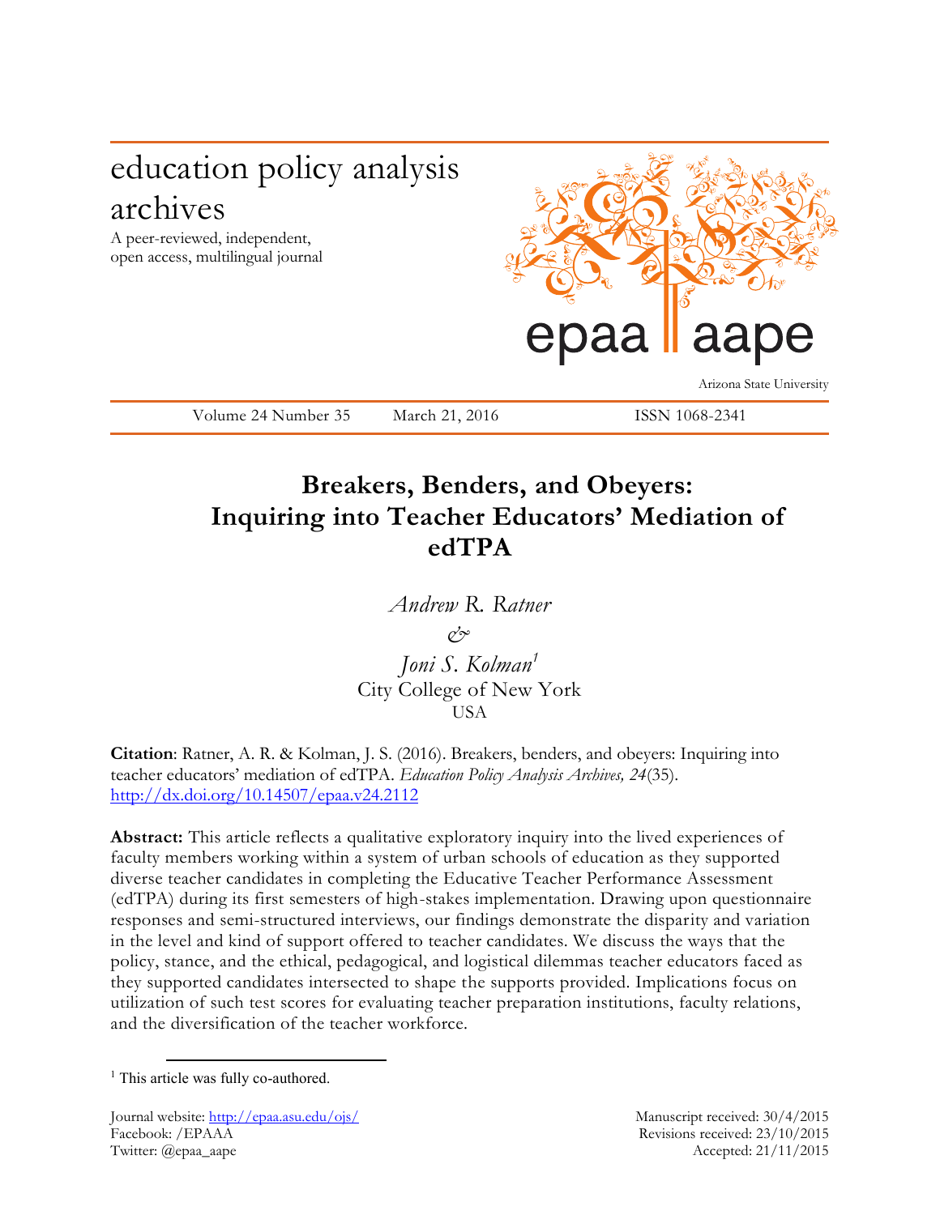education policy analysis archives

A peer-reviewed, independent, open access, multilingual journal

epaa aape

Arizona State University

Volume 24 Number 35 March 21, 2016 ISSN 1068-2341

# Breakers, Benders, and Obeyers: Inquiring into Teacher Educators' Mediation of edTPA

*Andrew R. Ratner*

*&*

*Joni S. Kolman*[1]

City College of New York

USA

**Citation**: Ratner, A. R. & Kolman, J. S. (2016). Breakers, benders, and obeyers: Inquiring into teacher educators' mediation of edTPA. *Education Policy Analysis Archives, 24*(35). http://dx.doi.org/10.14507/epaa.v24.2112

**Abstract:** This article reflects a qualitative exploratory inquiry into the lived experiences of faculty members working within a system of urban schools of education as they supported diverse teacher candidates in completing the Educative Teacher Performance Assessment (edTPA) during its first semesters of high-stakes implementation. Drawing upon questionnaire responses and semi-structured interviews, our findings demonstrate the disparity and variation in the level and kind of support offered to teacher candidates. We discuss the ways that the policy, stance, and the ethical, pedagogical, and logistical dilemmas teacher educators faced as they supported candidates intersected to shape the supports provided. Implications focus on utilization of such test scores for evaluating teacher preparation institutions, faculty relations, and the diversification of the teacher workforce.

[1] This article was fully co-authored.

Journal website: http://epaa.asu.edu/ojs/
Facebook: /EPAAA
Twitter: @epaa_aape

Manuscript received: 30/4/2015
Revisions received: 23/10/2015
Accepted: 21/11/2015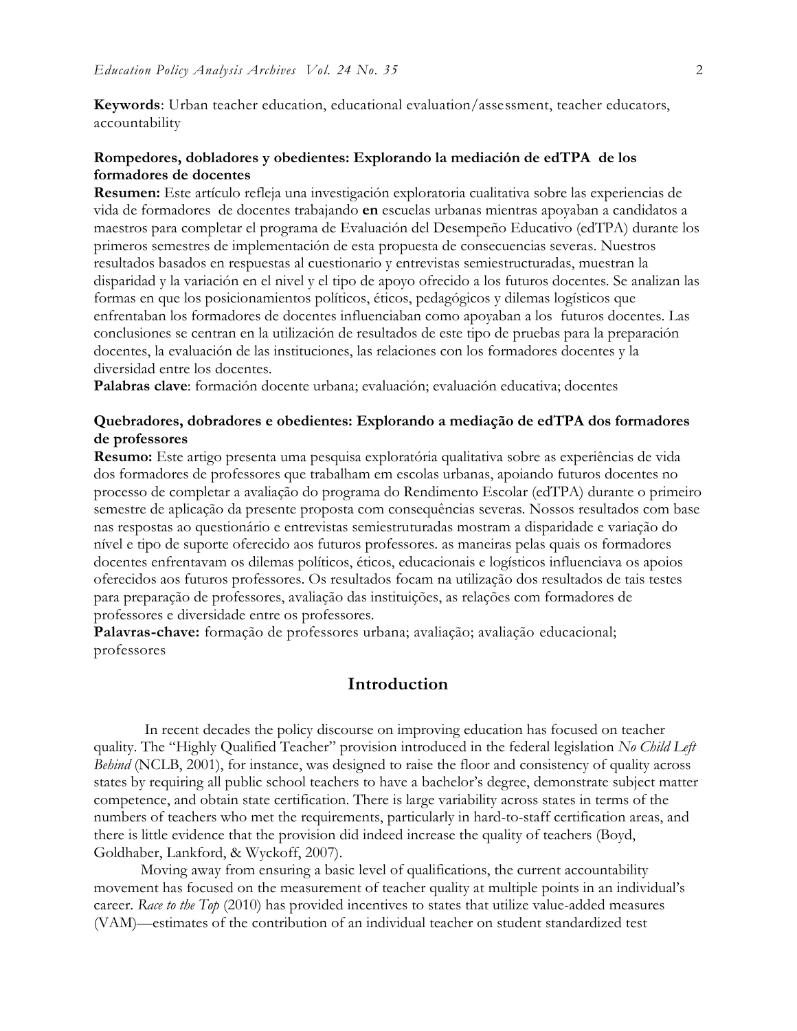**Keywords**: Urban teacher education, educational evaluation/assessment, teacher educators, accountability

**Rompedores, dobladores y obedientes: Explorando la mediación de edTPA de los formadores de docentes**

**Resumen:** Este artículo refleja una investigación exploratoria cualitativa sobre las experiencias de vida de formadores de docentes trabajando **en** escuelas urbanas mientras apoyaban a candidatos a maestros para completar el programa de Evaluación del Desempeño Educativo (edTPA) durante los primeros semestres de implementación de esta propuesta de consecuencias severas. Nuestros resultados basados en respuestas al cuestionario y entrevistas semiestructuradas, muestran la disparidad y la variación en el nivel y el tipo de apoyo ofrecido a los futuros docentes. Se analizan las formas en que los posicionamientos políticos, éticos, pedagógicos y dilemas logísticos que enfrentaban los formadores de docentes influenciaban como apoyaban a los futuros docentes. Las conclusiones se centran en la utilización de resultados de este tipo de pruebas para la preparación docentes, la evaluación de las instituciones, las relaciones con los formadores docentes y la diversidad entre los docentes.

**Palabras clave**: formación docente urbana; evaluación; evaluación educativa; docentes

**Quebradores, dobradores e obedientes: Explorando a mediação de edTPA dos formadores de professores**

**Resumo:** Este artigo presenta uma pesquisa exploratória qualitativa sobre as experiências de vida dos formadores de professores que trabalham em escolas urbanas, apoiando futuros docentes no processo de completar a avaliação do programa do Rendimento Escolar (edTPA) durante o primeiro semestre de aplicação da presente proposta com consequências severas. Nossos resultados com base nas respostas ao questionário e entrevistas semiestruturadas mostram a disparidade e variação do nível e tipo de suporte oferecido aos futuros professores. as maneiras pelas quais os formadores docentes enfrentavam os dilemas políticos, éticos, educacionais e logísticos influenciava os apoios oferecidos aos futuros professores. Os resultados focam na utilização dos resultados de tais testes para preparação de professores, avaliação das instituições, as relações com formadores de professores e diversidade entre os professores.

**Palavras-chave:** formação de professores urbana; avaliação; avaliação educacional; professores

## Introduction

In recent decades the policy discourse on improving education has focused on teacher quality. The "Highly Qualified Teacher" provision introduced in the federal legislation *No Child Left Behind* (NCLB, 2001), for instance, was designed to raise the floor and consistency of quality across states by requiring all public school teachers to have a bachelor's degree, demonstrate subject matter competence, and obtain state certification. There is large variability across states in terms of the numbers of teachers who met the requirements, particularly in hard-to-staff certification areas, and there is little evidence that the provision did indeed increase the quality of teachers (Boyd, Goldhaber, Lankford, & Wyckoff, 2007).

Moving away from ensuring a basic level of qualifications, the current accountability movement has focused on the measurement of teacher quality at multiple points in an individual's career. *Race to the Top* (2010) has provided incentives to states that utilize value-added measures (VAM)—estimates of the contribution of an individual teacher on student standardized test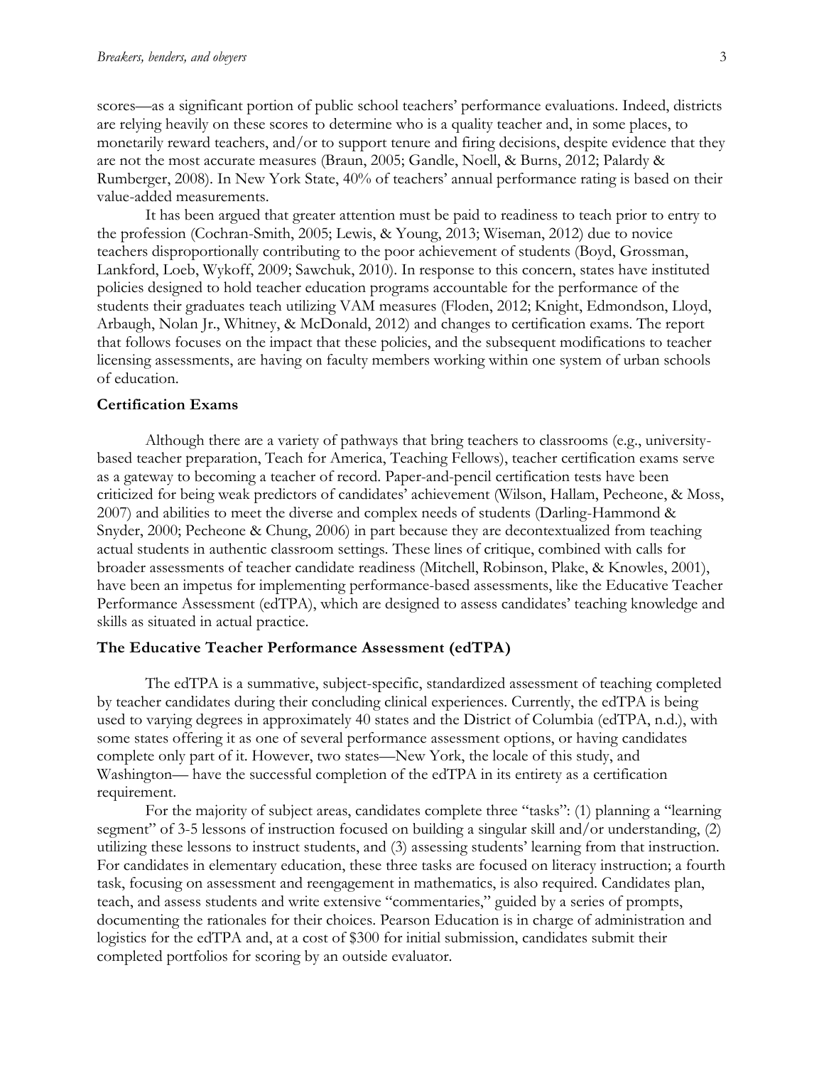scores—as a significant portion of public school teachers' performance evaluations. Indeed, districts are relying heavily on these scores to determine who is a quality teacher and, in some places, to monetarily reward teachers, and/or to support tenure and firing decisions, despite evidence that they are not the most accurate measures (Braun, 2005; Gandle, Noell, & Burns, 2012; Palardy & Rumberger, 2008). In New York State, 40% of teachers' annual performance rating is based on their value-added measurements.

It has been argued that greater attention must be paid to readiness to teach prior to entry to the profession (Cochran-Smith, 2005; Lewis, & Young, 2013; Wiseman, 2012) due to novice teachers disproportionally contributing to the poor achievement of students (Boyd, Grossman, Lankford, Loeb, Wykoff, 2009; Sawchuk, 2010). In response to this concern, states have instituted policies designed to hold teacher education programs accountable for the performance of the students their graduates teach utilizing VAM measures (Floden, 2012; Knight, Edmondson, Lloyd, Arbaugh, Nolan Jr., Whitney, & McDonald, 2012) and changes to certification exams. The report that follows focuses on the impact that these policies, and the subsequent modifications to teacher licensing assessments, are having on faculty members working within one system of urban schools of education.

### Certification Exams

Although there are a variety of pathways that bring teachers to classrooms (e.g., university-based teacher preparation, Teach for America, Teaching Fellows), teacher certification exams serve as a gateway to becoming a teacher of record. Paper-and-pencil certification tests have been criticized for being weak predictors of candidates' achievement (Wilson, Hallam, Pecheone, & Moss, 2007) and abilities to meet the diverse and complex needs of students (Darling-Hammond & Snyder, 2000; Pecheone & Chung, 2006) in part because they are decontextualized from teaching actual students in authentic classroom settings. These lines of critique, combined with calls for broader assessments of teacher candidate readiness (Mitchell, Robinson, Plake, & Knowles, 2001), have been an impetus for implementing performance-based assessments, like the Educative Teacher Performance Assessment (edTPA), which are designed to assess candidates' teaching knowledge and skills as situated in actual practice.

### The Educative Teacher Performance Assessment (edTPA)

The edTPA is a summative, subject-specific, standardized assessment of teaching completed by teacher candidates during their concluding clinical experiences. Currently, the edTPA is being used to varying degrees in approximately 40 states and the District of Columbia (edTPA, n.d.), with some states offering it as one of several performance assessment options, or having candidates complete only part of it. However, two states—New York, the locale of this study, and Washington— have the successful completion of the edTPA in its entirety as a certification requirement.

For the majority of subject areas, candidates complete three "tasks": (1) planning a "learning segment" of 3-5 lessons of instruction focused on building a singular skill and/or understanding, (2) utilizing these lessons to instruct students, and (3) assessing students' learning from that instruction. For candidates in elementary education, these three tasks are focused on literacy instruction; a fourth task, focusing on assessment and reengagement in mathematics, is also required. Candidates plan, teach, and assess students and write extensive "commentaries," guided by a series of prompts, documenting the rationales for their choices. Pearson Education is in charge of administration and logistics for the edTPA and, at a cost of $300 for initial submission, candidates submit their completed portfolios for scoring by an outside evaluator.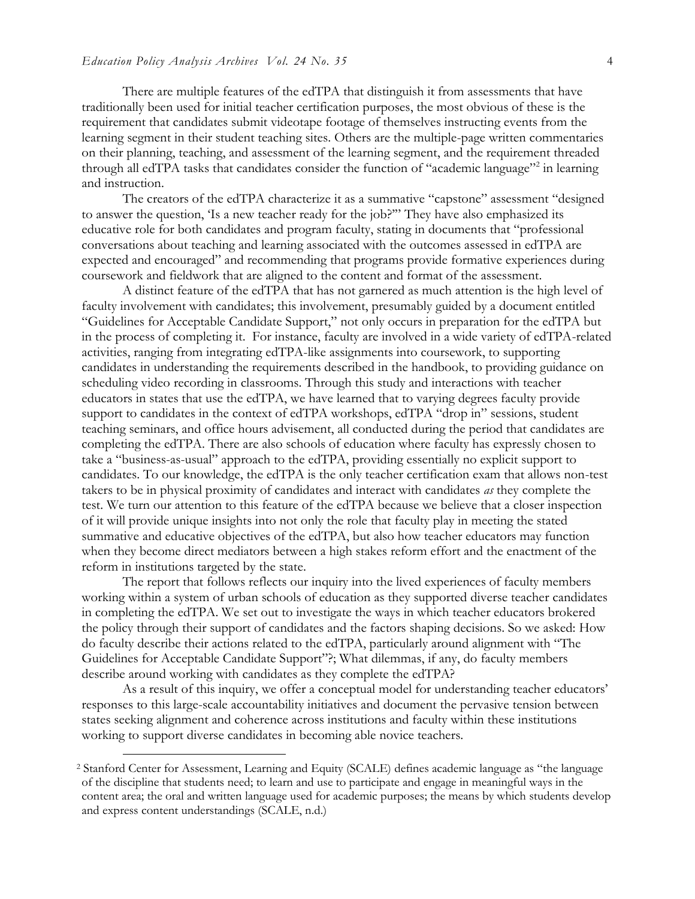There are multiple features of the edTPA that distinguish it from assessments that have traditionally been used for initial teacher certification purposes, the most obvious of these is the requirement that candidates submit videotape footage of themselves instructing events from the learning segment in their student teaching sites. Others are the multiple-page written commentaries on their planning, teaching, and assessment of the learning segment, and the requirement threaded through all edTPA tasks that candidates consider the function of "academic language"[2] in learning and instruction.

The creators of the edTPA characterize it as a summative "capstone" assessment "designed to answer the question, 'Is a new teacher ready for the job?'" They have also emphasized its educative role for both candidates and program faculty, stating in documents that "professional conversations about teaching and learning associated with the outcomes assessed in edTPA are expected and encouraged" and recommending that programs provide formative experiences during coursework and fieldwork that are aligned to the content and format of the assessment.

A distinct feature of the edTPA that has not garnered as much attention is the high level of faculty involvement with candidates; this involvement, presumably guided by a document entitled "Guidelines for Acceptable Candidate Support," not only occurs in preparation for the edTPA but in the process of completing it. For instance, faculty are involved in a wide variety of edTPA-related activities, ranging from integrating edTPA-like assignments into coursework, to supporting candidates in understanding the requirements described in the handbook, to providing guidance on scheduling video recording in classrooms. Through this study and interactions with teacher educators in states that use the edTPA, we have learned that to varying degrees faculty provide support to candidates in the context of edTPA workshops, edTPA "drop in" sessions, student teaching seminars, and office hours advisement, all conducted during the period that candidates are completing the edTPA. There are also schools of education where faculty has expressly chosen to take a "business-as-usual" approach to the edTPA, providing essentially no explicit support to candidates. To our knowledge, the edTPA is the only teacher certification exam that allows non-test takers to be in physical proximity of candidates and interact with candidates *as* they complete the test. We turn our attention to this feature of the edTPA because we believe that a closer inspection of it will provide unique insights into not only the role that faculty play in meeting the stated summative and educative objectives of the edTPA, but also how teacher educators may function when they become direct mediators between a high stakes reform effort and the enactment of the reform in institutions targeted by the state.

The report that follows reflects our inquiry into the lived experiences of faculty members working within a system of urban schools of education as they supported diverse teacher candidates in completing the edTPA. We set out to investigate the ways in which teacher educators brokered the policy through their support of candidates and the factors shaping decisions. So we asked: How do faculty describe their actions related to the edTPA, particularly around alignment with "The Guidelines for Acceptable Candidate Support"?; What dilemmas, if any, do faculty members describe around working with candidates as they complete the edTPA?

As a result of this inquiry, we offer a conceptual model for understanding teacher educators' responses to this large-scale accountability initiatives and document the pervasive tension between states seeking alignment and coherence across institutions and faculty within these institutions working to support diverse candidates in becoming able novice teachers.

---

[2] Stanford Center for Assessment, Learning and Equity (SCALE) defines academic language as "the language of the discipline that students need; to learn and use to participate and engage in meaningful ways in the content area; the oral and written language used for academic purposes; the means by which students develop and express content understandings (SCALE, n.d.)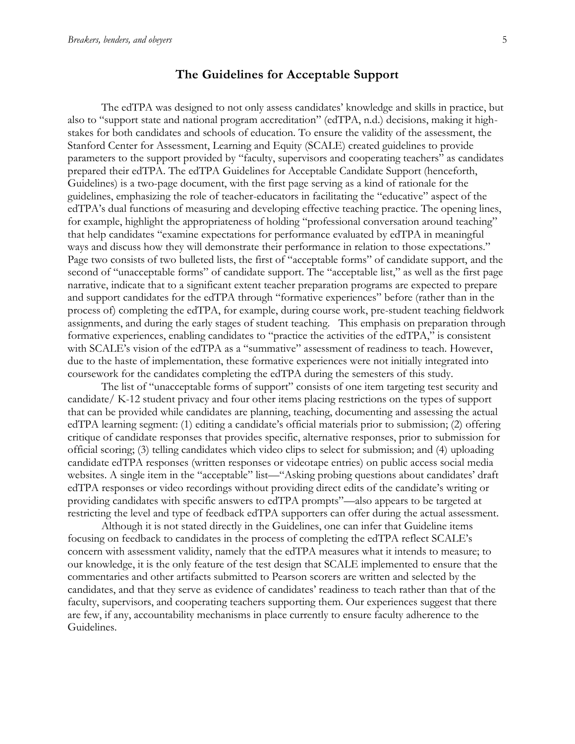## The Guidelines for Acceptable Support

The edTPA was designed to not only assess candidates' knowledge and skills in practice, but also to "support state and national program accreditation" (edTPA, n.d.) decisions, making it high-stakes for both candidates and schools of education. To ensure the validity of the assessment, the Stanford Center for Assessment, Learning and Equity (SCALE) created guidelines to provide parameters to the support provided by "faculty, supervisors and cooperating teachers" as candidates prepared their edTPA. The edTPA Guidelines for Acceptable Candidate Support (henceforth, Guidelines) is a two-page document, with the first page serving as a kind of rationale for the guidelines, emphasizing the role of teacher-educators in facilitating the "educative" aspect of the edTPA's dual functions of measuring and developing effective teaching practice. The opening lines, for example, highlight the appropriateness of holding "professional conversation around teaching" that help candidates "examine expectations for performance evaluated by edTPA in meaningful ways and discuss how they will demonstrate their performance in relation to those expectations." Page two consists of two bulleted lists, the first of "acceptable forms" of candidate support, and the second of "unacceptable forms" of candidate support. The "acceptable list," as well as the first page narrative, indicate that to a significant extent teacher preparation programs are expected to prepare and support candidates for the edTPA through "formative experiences" before (rather than in the process of) completing the edTPA, for example, during course work, pre-student teaching fieldwork assignments, and during the early stages of student teaching. This emphasis on preparation through formative experiences, enabling candidates to "practice the activities of the edTPA," is consistent with SCALE's vision of the edTPA as a "summative" assessment of readiness to teach. However, due to the haste of implementation, these formative experiences were not initially integrated into coursework for the candidates completing the edTPA during the semesters of this study.

The list of "unacceptable forms of support" consists of one item targeting test security and candidate/ K-12 student privacy and four other items placing restrictions on the types of support that can be provided while candidates are planning, teaching, documenting and assessing the actual edTPA learning segment: (1) editing a candidate's official materials prior to submission; (2) offering critique of candidate responses that provides specific, alternative responses, prior to submission for official scoring; (3) telling candidates which video clips to select for submission; and (4) uploading candidate edTPA responses (written responses or videotape entries) on public access social media websites. A single item in the "acceptable" list—"Asking probing questions about candidates' draft edTPA responses or video recordings without providing direct edits of the candidate's writing or providing candidates with specific answers to edTPA prompts"—also appears to be targeted at restricting the level and type of feedback edTPA supporters can offer during the actual assessment.

Although it is not stated directly in the Guidelines, one can infer that Guideline items focusing on feedback to candidates in the process of completing the edTPA reflect SCALE's concern with assessment validity, namely that the edTPA measures what it intends to measure; to our knowledge, it is the only feature of the test design that SCALE implemented to ensure that the commentaries and other artifacts submitted to Pearson scorers are written and selected by the candidates, and that they serve as evidence of candidates' readiness to teach rather than that of the faculty, supervisors, and cooperating teachers supporting them. Our experiences suggest that there are few, if any, accountability mechanisms in place currently to ensure faculty adherence to the Guidelines.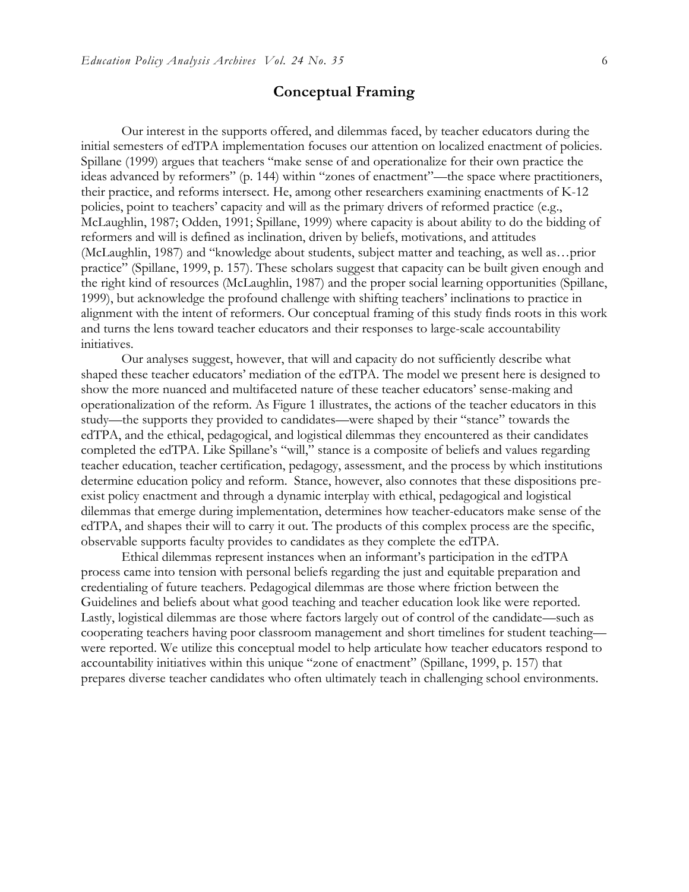## Conceptual Framing

Our interest in the supports offered, and dilemmas faced, by teacher educators during the initial semesters of edTPA implementation focuses our attention on localized enactment of policies. Spillane (1999) argues that teachers "make sense of and operationalize for their own practice the ideas advanced by reformers" (p. 144) within "zones of enactment"—the space where practitioners, their practice, and reforms intersect. He, among other researchers examining enactments of K-12 policies, point to teachers' capacity and will as the primary drivers of reformed practice (e.g., McLaughlin, 1987; Odden, 1991; Spillane, 1999) where capacity is about ability to do the bidding of reformers and will is defined as inclination, driven by beliefs, motivations, and attitudes (McLaughlin, 1987) and "knowledge about students, subject matter and teaching, as well as…prior practice" (Spillane, 1999, p. 157). These scholars suggest that capacity can be built given enough and the right kind of resources (McLaughlin, 1987) and the proper social learning opportunities (Spillane, 1999), but acknowledge the profound challenge with shifting teachers' inclinations to practice in alignment with the intent of reformers. Our conceptual framing of this study finds roots in this work and turns the lens toward teacher educators and their responses to large-scale accountability initiatives.

Our analyses suggest, however, that will and capacity do not sufficiently describe what shaped these teacher educators' mediation of the edTPA. The model we present here is designed to show the more nuanced and multifaceted nature of these teacher educators' sense-making and operationalization of the reform. As Figure 1 illustrates, the actions of the teacher educators in this study—the supports they provided to candidates—were shaped by their "stance" towards the edTPA, and the ethical, pedagogical, and logistical dilemmas they encountered as their candidates completed the edTPA. Like Spillane's "will," stance is a composite of beliefs and values regarding teacher education, teacher certification, pedagogy, assessment, and the process by which institutions determine education policy and reform. Stance, however, also connotes that these dispositions pre-exist policy enactment and through a dynamic interplay with ethical, pedagogical and logistical dilemmas that emerge during implementation, determines how teacher-educators make sense of the edTPA, and shapes their will to carry it out. The products of this complex process are the specific, observable supports faculty provides to candidates as they complete the edTPA.

Ethical dilemmas represent instances when an informant's participation in the edTPA process came into tension with personal beliefs regarding the just and equitable preparation and credentialing of future teachers. Pedagogical dilemmas are those where friction between the Guidelines and beliefs about what good teaching and teacher education look like were reported. Lastly, logistical dilemmas are those where factors largely out of control of the candidate—such as cooperating teachers having poor classroom management and short timelines for student teaching—were reported. We utilize this conceptual model to help articulate how teacher educators respond to accountability initiatives within this unique "zone of enactment" (Spillane, 1999, p. 157) that prepares diverse teacher candidates who often ultimately teach in challenging school environments.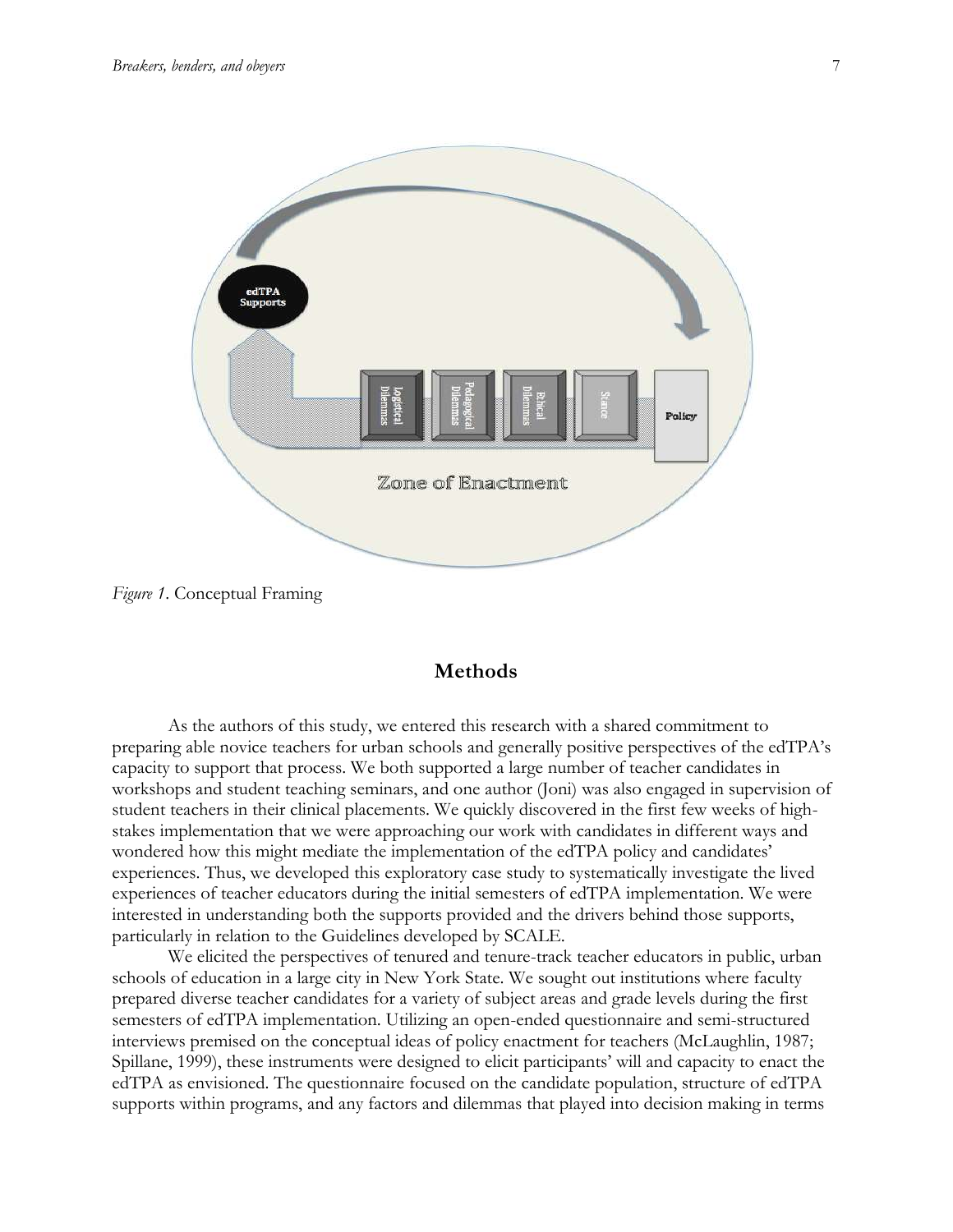edTPA Supports

Logistical Dilemmas

Pedagogical Dilemmas

Ethical Dilemmas

Stance

Policy

Zone of Enactment

*Figure 1*. Conceptual Framing

## Methods

As the authors of this study, we entered this research with a shared commitment to preparing able novice teachers for urban schools and generally positive perspectives of the edTPA's capacity to support that process. We both supported a large number of teacher candidates in workshops and student teaching seminars, and one author (Joni) was also engaged in supervision of student teachers in their clinical placements. We quickly discovered in the first few weeks of high-stakes implementation that we were approaching our work with candidates in different ways and wondered how this might mediate the implementation of the edTPA policy and candidates' experiences. Thus, we developed this exploratory case study to systematically investigate the lived experiences of teacher educators during the initial semesters of edTPA implementation. We were interested in understanding both the supports provided and the drivers behind those supports, particularly in relation to the Guidelines developed by SCALE.

We elicited the perspectives of tenured and tenure-track teacher educators in public, urban schools of education in a large city in New York State. We sought out institutions where faculty prepared diverse teacher candidates for a variety of subject areas and grade levels during the first semesters of edTPA implementation. Utilizing an open-ended questionnaire and semi-structured interviews premised on the conceptual ideas of policy enactment for teachers (McLaughlin, 1987; Spillane, 1999), these instruments were designed to elicit participants' will and capacity to enact the edTPA as envisioned. The questionnaire focused on the candidate population, structure of edTPA supports within programs, and any factors and dilemmas that played into decision making in terms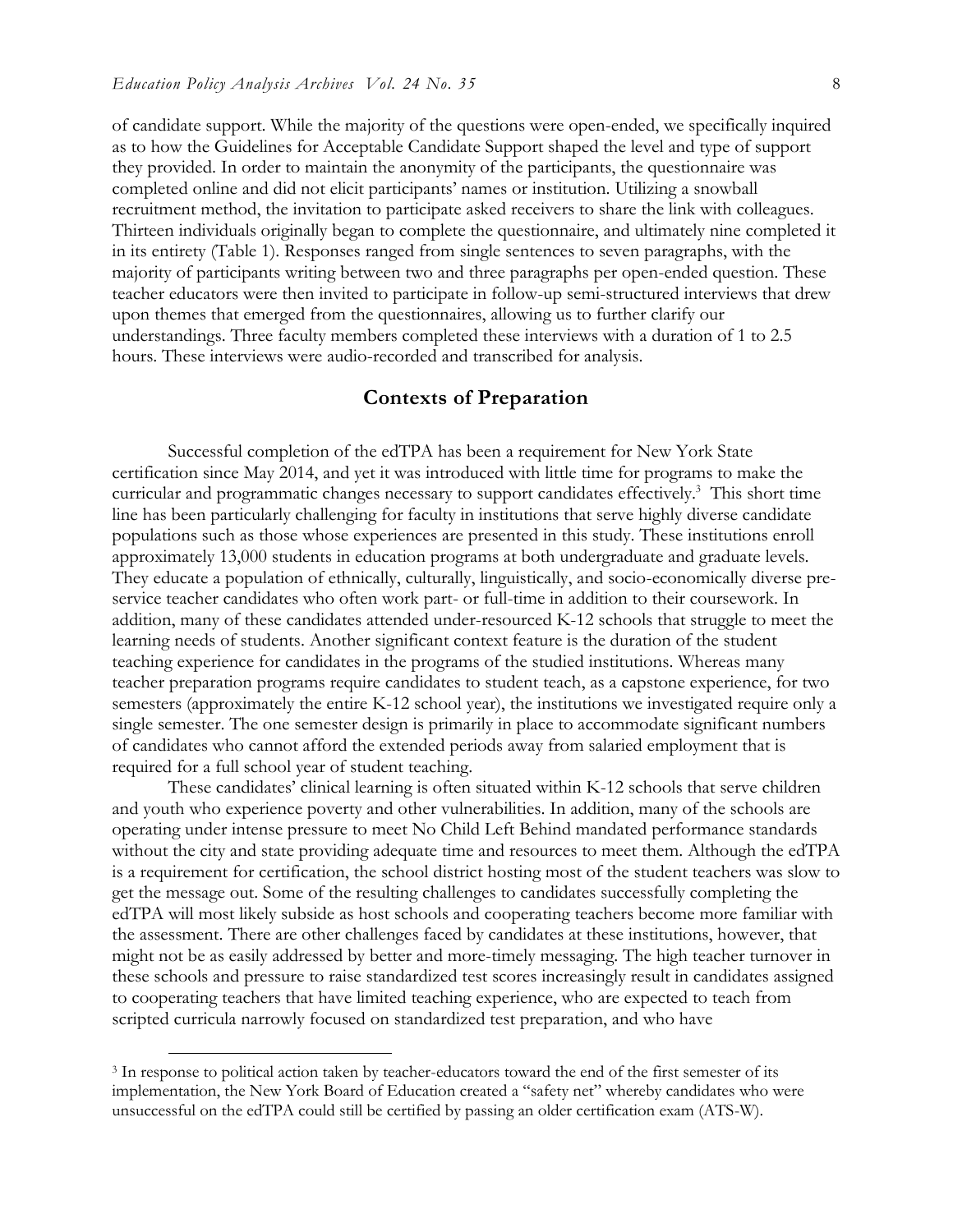of candidate support. While the majority of the questions were open-ended, we specifically inquired as to how the Guidelines for Acceptable Candidate Support shaped the level and type of support they provided. In order to maintain the anonymity of the participants, the questionnaire was completed online and did not elicit participants' names or institution. Utilizing a snowball recruitment method, the invitation to participate asked receivers to share the link with colleagues. Thirteen individuals originally began to complete the questionnaire, and ultimately nine completed it in its entirety (Table 1). Responses ranged from single sentences to seven paragraphs, with the majority of participants writing between two and three paragraphs per open-ended question. These teacher educators were then invited to participate in follow-up semi-structured interviews that drew upon themes that emerged from the questionnaires, allowing us to further clarify our understandings. Three faculty members completed these interviews with a duration of 1 to 2.5 hours. These interviews were audio-recorded and transcribed for analysis.

## Contexts of Preparation

Successful completion of the edTPA has been a requirement for New York State certification since May 2014, and yet it was introduced with little time for programs to make the curricular and programmatic changes necessary to support candidates effectively.[3] This short time line has been particularly challenging for faculty in institutions that serve highly diverse candidate populations such as those whose experiences are presented in this study. These institutions enroll approximately 13,000 students in education programs at both undergraduate and graduate levels. They educate a population of ethnically, culturally, linguistically, and socio-economically diverse pre-service teacher candidates who often work part- or full-time in addition to their coursework. In addition, many of these candidates attended under-resourced K-12 schools that struggle to meet the learning needs of students. Another significant context feature is the duration of the student teaching experience for candidates in the programs of the studied institutions. Whereas many teacher preparation programs require candidates to student teach, as a capstone experience, for two semesters (approximately the entire K-12 school year), the institutions we investigated require only a single semester. The one semester design is primarily in place to accommodate significant numbers of candidates who cannot afford the extended periods away from salaried employment that is required for a full school year of student teaching.

These candidates' clinical learning is often situated within K-12 schools that serve children and youth who experience poverty and other vulnerabilities. In addition, many of the schools are operating under intense pressure to meet No Child Left Behind mandated performance standards without the city and state providing adequate time and resources to meet them. Although the edTPA is a requirement for certification, the school district hosting most of the student teachers was slow to get the message out. Some of the resulting challenges to candidates successfully completing the edTPA will most likely subside as host schools and cooperating teachers become more familiar with the assessment. There are other challenges faced by candidates at these institutions, however, that might not be as easily addressed by better and more-timely messaging. The high teacher turnover in these schools and pressure to raise standardized test scores increasingly result in candidates assigned to cooperating teachers that have limited teaching experience, who are expected to teach from scripted curricula narrowly focused on standardized test preparation, and who have

[3] In response to political action taken by teacher-educators toward the end of the first semester of its implementation, the New York Board of Education created a "safety net" whereby candidates who were unsuccessful on the edTPA could still be certified by passing an older certification exam (ATS-W).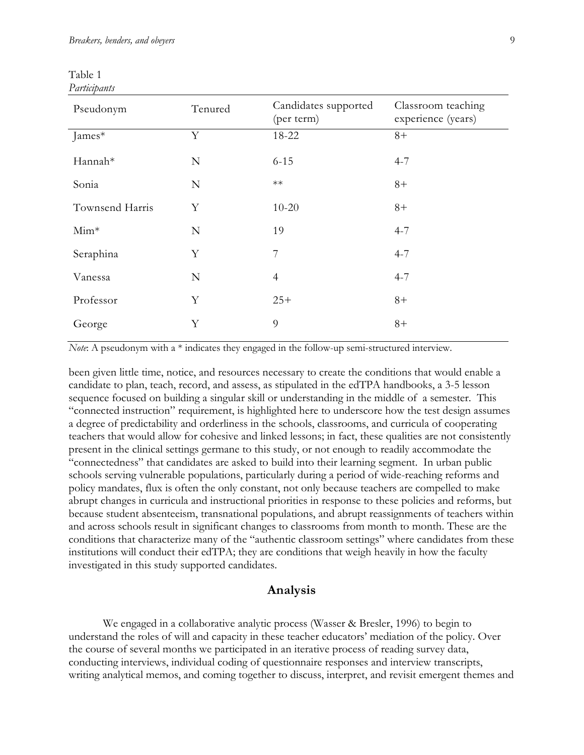Table 1
*Participants*

| Pseudonym | Tenured | Candidates supported (per term) | Classroom teaching experience (years) |
|---|---|---|---|
| James* | Y | 18-22 | 8+ |
| Hannah* | N | 6-15 | 4-7 |
| Sonia | N | ** | 8+ |
| Townsend Harris | Y | 10-20 | 8+ |
| Mim* | N | 19 | 4-7 |
| Seraphina | Y | 7 | 4-7 |
| Vanessa | N | 4 | 4-7 |
| Professor | Y | 25+ | 8+ |
| George | Y | 9 | 8+ |

*Note*: A pseudonym with a * indicates they engaged in the follow-up semi-structured interview.

been given little time, notice, and resources necessary to create the conditions that would enable a candidate to plan, teach, record, and assess, as stipulated in the edTPA handbooks, a 3-5 lesson sequence focused on building a singular skill or understanding in the middle of a semester. This "connected instruction" requirement, is highlighted here to underscore how the test design assumes a degree of predictability and orderliness in the schools, classrooms, and curricula of cooperating teachers that would allow for cohesive and linked lessons; in fact, these qualities are not consistently present in the clinical settings germane to this study, or not enough to readily accommodate the "connectedness" that candidates are asked to build into their learning segment. In urban public schools serving vulnerable populations, particularly during a period of wide-reaching reforms and policy mandates, flux is often the only constant, not only because teachers are compelled to make abrupt changes in curricula and instructional priorities in response to these policies and reforms, but because student absenteeism, transnational populations, and abrupt reassignments of teachers within and across schools result in significant changes to classrooms from month to month. These are the conditions that characterize many of the "authentic classroom settings" where candidates from these institutions will conduct their edTPA; they are conditions that weigh heavily in how the faculty investigated in this study supported candidates.

## Analysis

We engaged in a collaborative analytic process (Wasser & Bresler, 1996) to begin to understand the roles of will and capacity in these teacher educators' mediation of the policy. Over the course of several months we participated in an iterative process of reading survey data, conducting interviews, individual coding of questionnaire responses and interview transcripts, writing analytical memos, and coming together to discuss, interpret, and revisit emergent themes and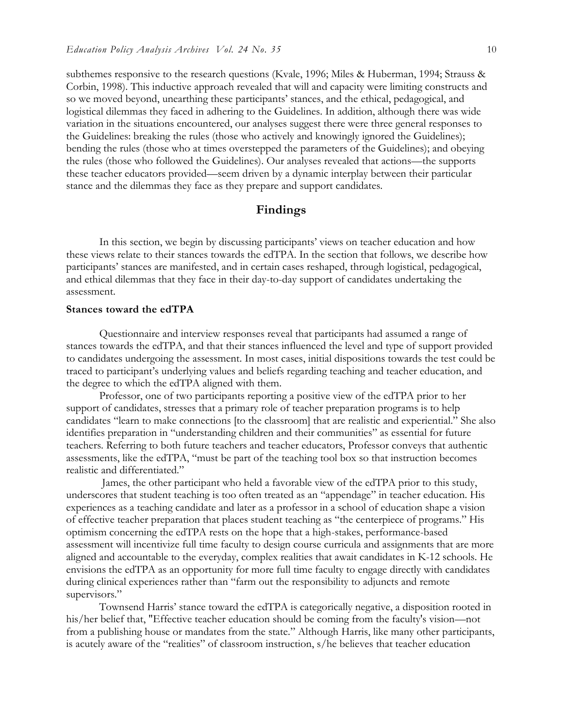subthemes responsive to the research questions (Kvale, 1996; Miles & Huberman, 1994; Strauss & Corbin, 1998). This inductive approach revealed that will and capacity were limiting constructs and so we moved beyond, unearthing these participants' stances, and the ethical, pedagogical, and logistical dilemmas they faced in adhering to the Guidelines. In addition, although there was wide variation in the situations encountered, our analyses suggest there were three general responses to the Guidelines: breaking the rules (those who actively and knowingly ignored the Guidelines); bending the rules (those who at times overstepped the parameters of the Guidelines); and obeying the rules (those who followed the Guidelines). Our analyses revealed that actions—the supports these teacher educators provided—seem driven by a dynamic interplay between their particular stance and the dilemmas they face as they prepare and support candidates.

## Findings

In this section, we begin by discussing participants' views on teacher education and how these views relate to their stances towards the edTPA. In the section that follows, we describe how participants' stances are manifested, and in certain cases reshaped, through logistical, pedagogical, and ethical dilemmas that they face in their day-to-day support of candidates undertaking the assessment.

### Stances toward the edTPA

Questionnaire and interview responses reveal that participants had assumed a range of stances towards the edTPA, and that their stances influenced the level and type of support provided to candidates undergoing the assessment. In most cases, initial dispositions towards the test could be traced to participant's underlying values and beliefs regarding teaching and teacher education, and the degree to which the edTPA aligned with them.

Professor, one of two participants reporting a positive view of the edTPA prior to her support of candidates, stresses that a primary role of teacher preparation programs is to help candidates "learn to make connections [to the classroom] that are realistic and experiential." She also identifies preparation in "understanding children and their communities" as essential for future teachers. Referring to both future teachers and teacher educators, Professor conveys that authentic assessments, like the edTPA, "must be part of the teaching tool box so that instruction becomes realistic and differentiated."

James, the other participant who held a favorable view of the edTPA prior to this study, underscores that student teaching is too often treated as an "appendage" in teacher education. His experiences as a teaching candidate and later as a professor in a school of education shape a vision of effective teacher preparation that places student teaching as "the centerpiece of programs." His optimism concerning the edTPA rests on the hope that a high-stakes, performance-based assessment will incentivize full time faculty to design course curricula and assignments that are more aligned and accountable to the everyday, complex realities that await candidates in K-12 schools. He envisions the edTPA as an opportunity for more full time faculty to engage directly with candidates during clinical experiences rather than "farm out the responsibility to adjuncts and remote supervisors."

Townsend Harris' stance toward the edTPA is categorically negative, a disposition rooted in his/her belief that, "Effective teacher education should be coming from the faculty's vision—not from a publishing house or mandates from the state." Although Harris, like many other participants, is acutely aware of the "realities" of classroom instruction, s/he believes that teacher education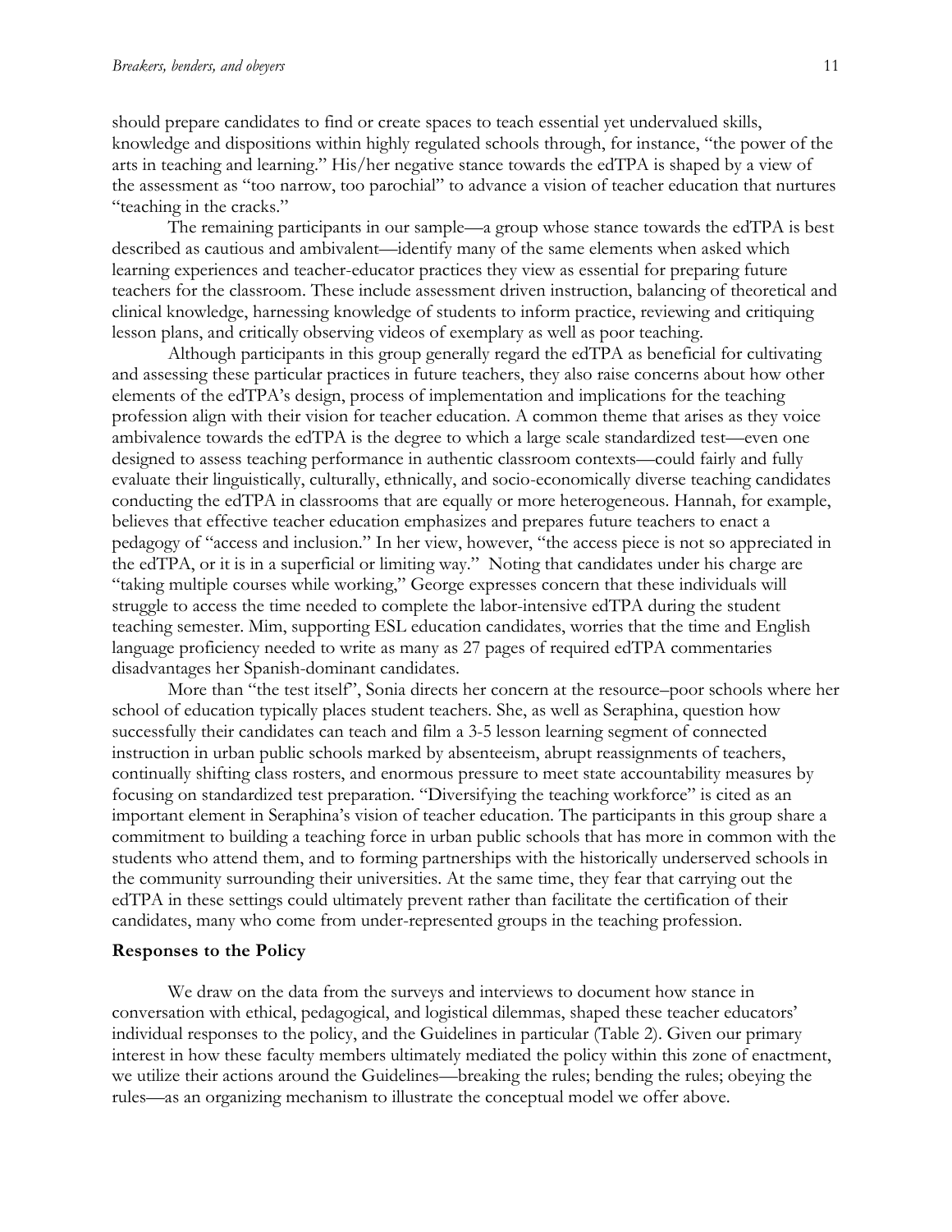should prepare candidates to find or create spaces to teach essential yet undervalued skills, knowledge and dispositions within highly regulated schools through, for instance, "the power of the arts in teaching and learning." His/her negative stance towards the edTPA is shaped by a view of the assessment as "too narrow, too parochial" to advance a vision of teacher education that nurtures "teaching in the cracks."

The remaining participants in our sample—a group whose stance towards the edTPA is best described as cautious and ambivalent—identify many of the same elements when asked which learning experiences and teacher-educator practices they view as essential for preparing future teachers for the classroom. These include assessment driven instruction, balancing of theoretical and clinical knowledge, harnessing knowledge of students to inform practice, reviewing and critiquing lesson plans, and critically observing videos of exemplary as well as poor teaching.

Although participants in this group generally regard the edTPA as beneficial for cultivating and assessing these particular practices in future teachers, they also raise concerns about how other elements of the edTPA's design, process of implementation and implications for the teaching profession align with their vision for teacher education. A common theme that arises as they voice ambivalence towards the edTPA is the degree to which a large scale standardized test—even one designed to assess teaching performance in authentic classroom contexts—could fairly and fully evaluate their linguistically, culturally, ethnically, and socio-economically diverse teaching candidates conducting the edTPA in classrooms that are equally or more heterogeneous. Hannah, for example, believes that effective teacher education emphasizes and prepares future teachers to enact a pedagogy of "access and inclusion." In her view, however, "the access piece is not so appreciated in the edTPA, or it is in a superficial or limiting way." Noting that candidates under his charge are "taking multiple courses while working," George expresses concern that these individuals will struggle to access the time needed to complete the labor-intensive edTPA during the student teaching semester. Mim, supporting ESL education candidates, worries that the time and English language proficiency needed to write as many as 27 pages of required edTPA commentaries disadvantages her Spanish-dominant candidates.

More than "the test itself", Sonia directs her concern at the resource–poor schools where her school of education typically places student teachers. She, as well as Seraphina, question how successfully their candidates can teach and film a 3-5 lesson learning segment of connected instruction in urban public schools marked by absenteeism, abrupt reassignments of teachers, continually shifting class rosters, and enormous pressure to meet state accountability measures by focusing on standardized test preparation. "Diversifying the teaching workforce" is cited as an important element in Seraphina's vision of teacher education. The participants in this group share a commitment to building a teaching force in urban public schools that has more in common with the students who attend them, and to forming partnerships with the historically underserved schools in the community surrounding their universities. At the same time, they fear that carrying out the edTPA in these settings could ultimately prevent rather than facilitate the certification of their candidates, many who come from under-represented groups in the teaching profession.

## Responses to the Policy

We draw on the data from the surveys and interviews to document how stance in conversation with ethical, pedagogical, and logistical dilemmas, shaped these teacher educators' individual responses to the policy, and the Guidelines in particular (Table 2). Given our primary interest in how these faculty members ultimately mediated the policy within this zone of enactment, we utilize their actions around the Guidelines—breaking the rules; bending the rules; obeying the rules—as an organizing mechanism to illustrate the conceptual model we offer above.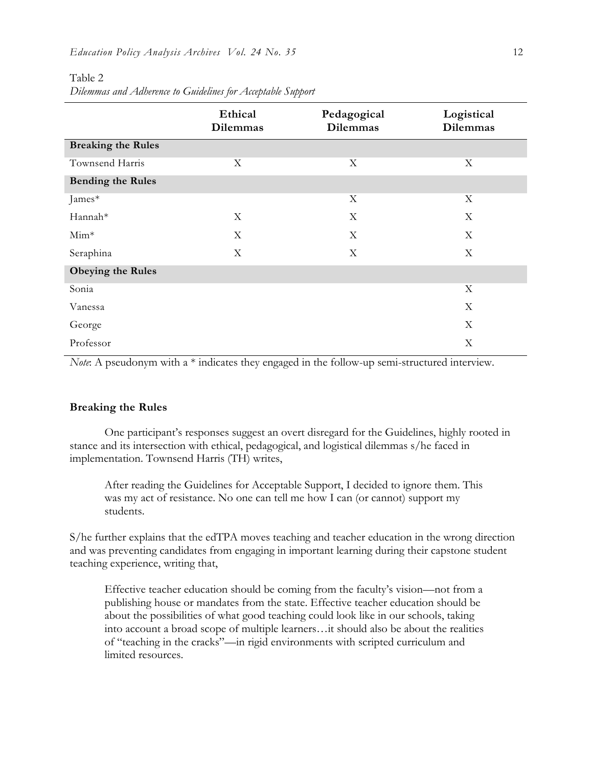Table 2
*Dilemmas and Adherence to Guidelines for Acceptable Support*

| | Ethical Dilemmas | Pedagogical Dilemmas | Logistical Dilemmas |
|---|---|---|---|
| **Breaking the Rules** | | | |
| Townsend Harris | X | X | X |
| **Bending the Rules** | | | |
| James* | | X | X |
| Hannah* | X | X | X |
| Mim* | X | X | X |
| Seraphina | X | X | X |
| **Obeying the Rules** | | | |
| Sonia | | | X |
| Vanessa | | | X |
| George | | | X |
| Professor | | | X |

*Note*: A pseudonym with a * indicates they engaged in the follow-up semi-structured interview.

## Breaking the Rules

One participant's responses suggest an overt disregard for the Guidelines, highly rooted in stance and its intersection with ethical, pedagogical, and logistical dilemmas s/he faced in implementation. Townsend Harris (TH) writes,

> After reading the Guidelines for Acceptable Support, I decided to ignore them. This was my act of resistance. No one can tell me how I can (or cannot) support my students.

S/he further explains that the edTPA moves teaching and teacher education in the wrong direction and was preventing candidates from engaging in important learning during their capstone student teaching experience, writing that,

> Effective teacher education should be coming from the faculty's vision—not from a publishing house or mandates from the state. Effective teacher education should be about the possibilities of what good teaching could look like in our schools, taking into account a broad scope of multiple learners…it should also be about the realities of "teaching in the cracks"—in rigid environments with scripted curriculum and limited resources.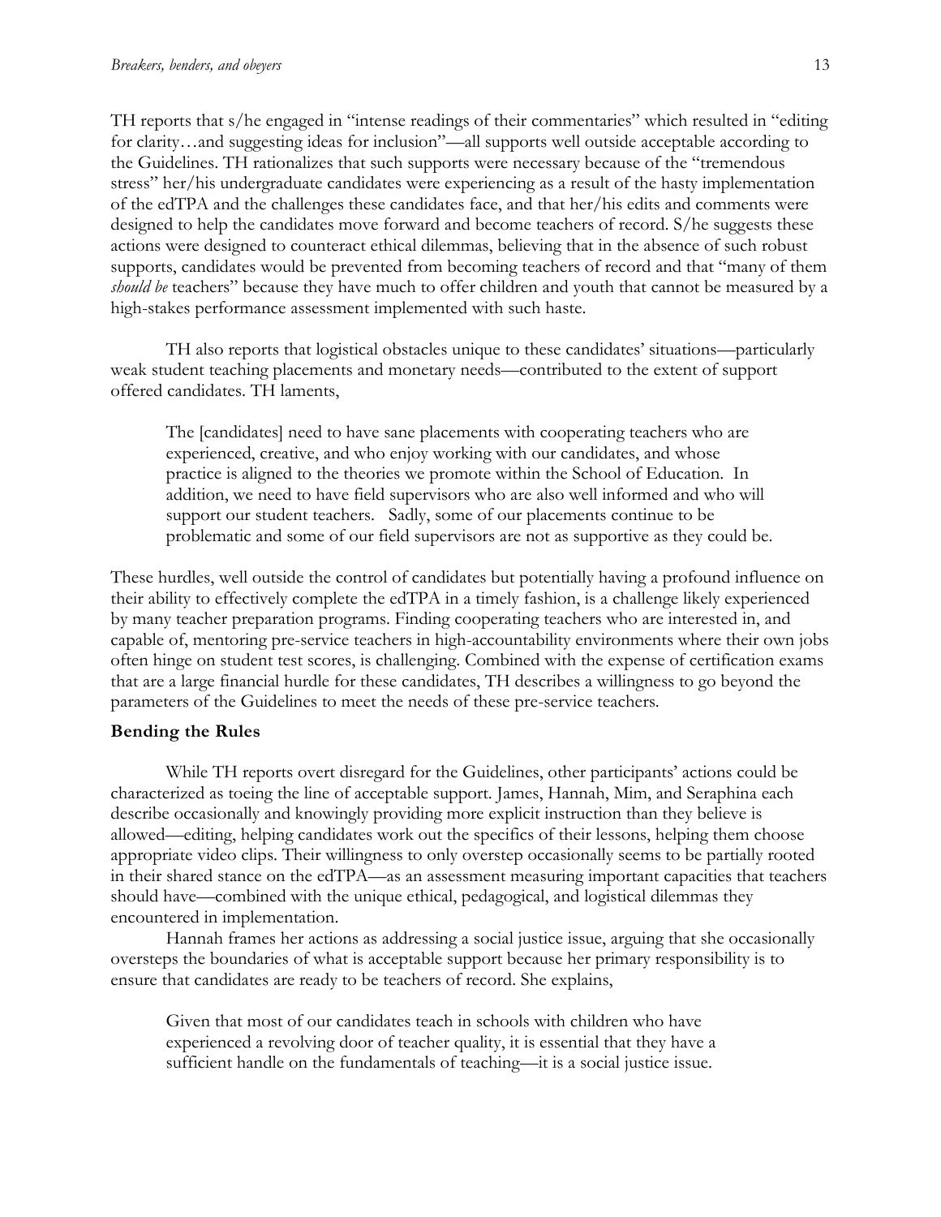TH reports that s/he engaged in "intense readings of their commentaries" which resulted in "editing for clarity…and suggesting ideas for inclusion"—all supports well outside acceptable according to the Guidelines. TH rationalizes that such supports were necessary because of the "tremendous stress" her/his undergraduate candidates were experiencing as a result of the hasty implementation of the edTPA and the challenges these candidates face, and that her/his edits and comments were designed to help the candidates move forward and become teachers of record. S/he suggests these actions were designed to counteract ethical dilemmas, believing that in the absence of such robust supports, candidates would be prevented from becoming teachers of record and that "many of them *should be* teachers" because they have much to offer children and youth that cannot be measured by a high-stakes performance assessment implemented with such haste.

TH also reports that logistical obstacles unique to these candidates' situations—particularly weak student teaching placements and monetary needs—contributed to the extent of support offered candidates. TH laments,

> The [candidates] need to have sane placements with cooperating teachers who are experienced, creative, and who enjoy working with our candidates, and whose practice is aligned to the theories we promote within the School of Education. In addition, we need to have field supervisors who are also well informed and who will support our student teachers. Sadly, some of our placements continue to be problematic and some of our field supervisors are not as supportive as they could be.

These hurdles, well outside the control of candidates but potentially having a profound influence on their ability to effectively complete the edTPA in a timely fashion, is a challenge likely experienced by many teacher preparation programs. Finding cooperating teachers who are interested in, and capable of, mentoring pre-service teachers in high-accountability environments where their own jobs often hinge on student test scores, is challenging. Combined with the expense of certification exams that are a large financial hurdle for these candidates, TH describes a willingness to go beyond the parameters of the Guidelines to meet the needs of these pre-service teachers.

**Bending the Rules**

While TH reports overt disregard for the Guidelines, other participants' actions could be characterized as toeing the line of acceptable support. James, Hannah, Mim, and Seraphina each describe occasionally and knowingly providing more explicit instruction than they believe is allowed—editing, helping candidates work out the specifics of their lessons, helping them choose appropriate video clips. Their willingness to only overstep occasionally seems to be partially rooted in their shared stance on the edTPA—as an assessment measuring important capacities that teachers should have—combined with the unique ethical, pedagogical, and logistical dilemmas they encountered in implementation.

Hannah frames her actions as addressing a social justice issue, arguing that she occasionally oversteps the boundaries of what is acceptable support because her primary responsibility is to ensure that candidates are ready to be teachers of record. She explains,

> Given that most of our candidates teach in schools with children who have experienced a revolving door of teacher quality, it is essential that they have a sufficient handle on the fundamentals of teaching—it is a social justice issue.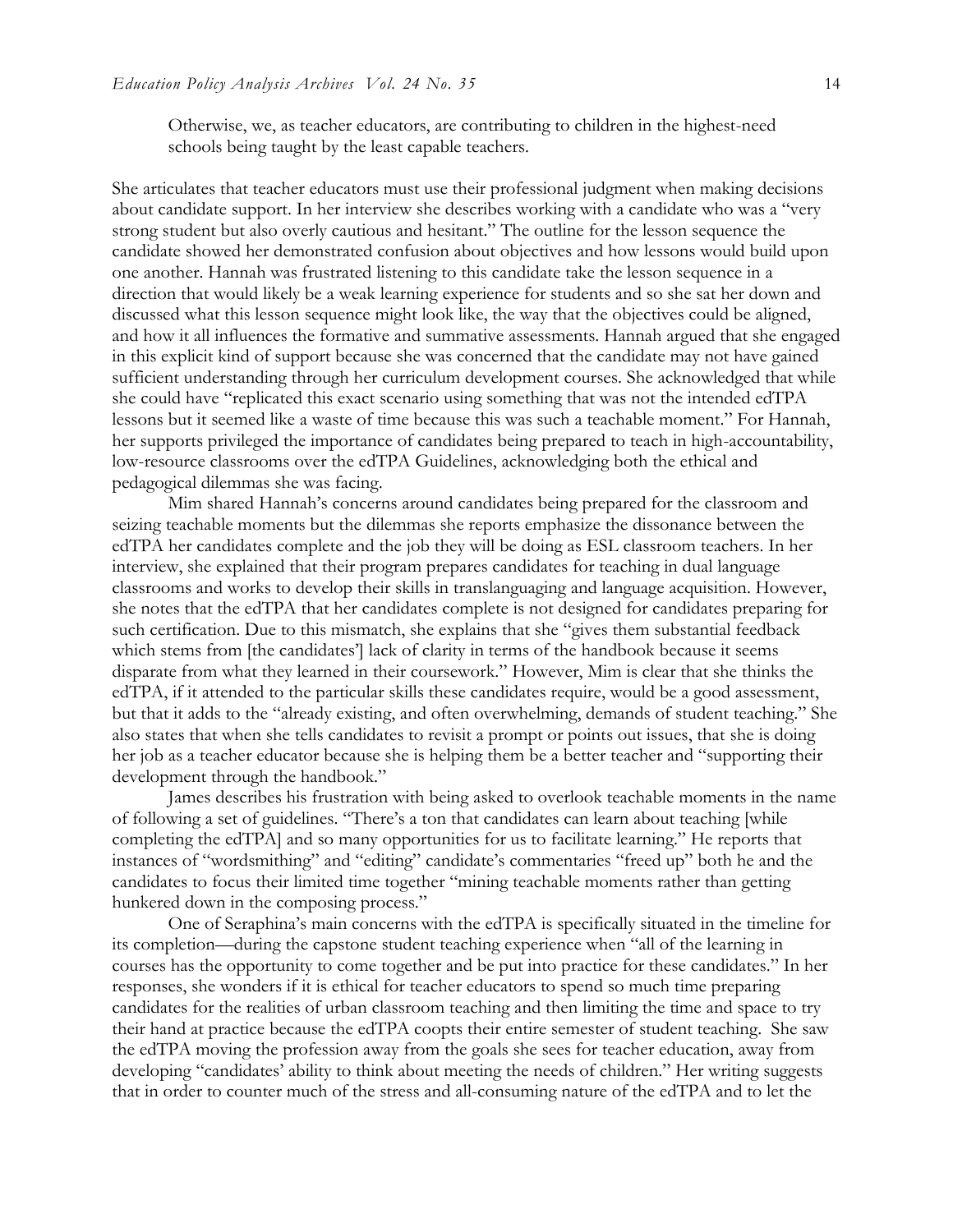Otherwise, we, as teacher educators, are contributing to children in the highest-need schools being taught by the least capable teachers.

She articulates that teacher educators must use their professional judgment when making decisions about candidate support. In her interview she describes working with a candidate who was a "very strong student but also overly cautious and hesitant." The outline for the lesson sequence the candidate showed her demonstrated confusion about objectives and how lessons would build upon one another. Hannah was frustrated listening to this candidate take the lesson sequence in a direction that would likely be a weak learning experience for students and so she sat her down and discussed what this lesson sequence might look like, the way that the objectives could be aligned, and how it all influences the formative and summative assessments. Hannah argued that she engaged in this explicit kind of support because she was concerned that the candidate may not have gained sufficient understanding through her curriculum development courses. She acknowledged that while she could have "replicated this exact scenario using something that was not the intended edTPA lessons but it seemed like a waste of time because this was such a teachable moment." For Hannah, her supports privileged the importance of candidates being prepared to teach in high-accountability, low-resource classrooms over the edTPA Guidelines, acknowledging both the ethical and pedagogical dilemmas she was facing.

Mim shared Hannah's concerns around candidates being prepared for the classroom and seizing teachable moments but the dilemmas she reports emphasize the dissonance between the edTPA her candidates complete and the job they will be doing as ESL classroom teachers. In her interview, she explained that their program prepares candidates for teaching in dual language classrooms and works to develop their skills in translanguaging and language acquisition. However, she notes that the edTPA that her candidates complete is not designed for candidates preparing for such certification. Due to this mismatch, she explains that she "gives them substantial feedback which stems from [the candidates'] lack of clarity in terms of the handbook because it seems disparate from what they learned in their coursework." However, Mim is clear that she thinks the edTPA, if it attended to the particular skills these candidates require, would be a good assessment, but that it adds to the "already existing, and often overwhelming, demands of student teaching." She also states that when she tells candidates to revisit a prompt or points out issues, that she is doing her job as a teacher educator because she is helping them be a better teacher and "supporting their development through the handbook."

James describes his frustration with being asked to overlook teachable moments in the name of following a set of guidelines. "There's a ton that candidates can learn about teaching [while completing the edTPA] and so many opportunities for us to facilitate learning." He reports that instances of "wordsmithing" and "editing" candidate's commentaries "freed up" both he and the candidates to focus their limited time together "mining teachable moments rather than getting hunkered down in the composing process."

One of Seraphina's main concerns with the edTPA is specifically situated in the timeline for its completion—during the capstone student teaching experience when "all of the learning in courses has the opportunity to come together and be put into practice for these candidates." In her responses, she wonders if it is ethical for teacher educators to spend so much time preparing candidates for the realities of urban classroom teaching and then limiting the time and space to try their hand at practice because the edTPA coopts their entire semester of student teaching. She saw the edTPA moving the profession away from the goals she sees for teacher education, away from developing "candidates' ability to think about meeting the needs of children." Her writing suggests that in order to counter much of the stress and all-consuming nature of the edTPA and to let the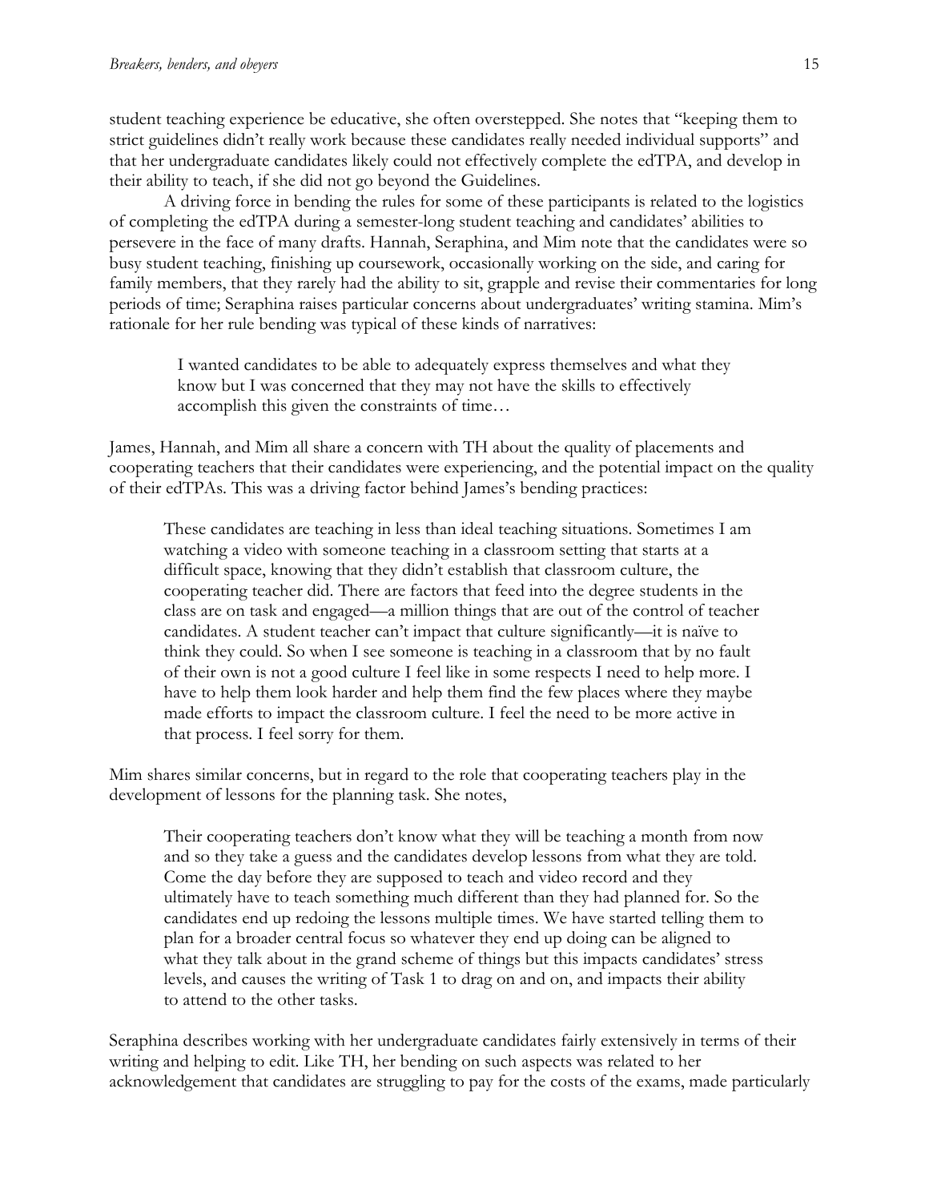student teaching experience be educative, she often overstepped. She notes that "keeping them to strict guidelines didn't really work because these candidates really needed individual supports" and that her undergraduate candidates likely could not effectively complete the edTPA, and develop in their ability to teach, if she did not go beyond the Guidelines.

A driving force in bending the rules for some of these participants is related to the logistics of completing the edTPA during a semester-long student teaching and candidates' abilities to persevere in the face of many drafts. Hannah, Seraphina, and Mim note that the candidates were so busy student teaching, finishing up coursework, occasionally working on the side, and caring for family members, that they rarely had the ability to sit, grapple and revise their commentaries for long periods of time; Seraphina raises particular concerns about undergraduates' writing stamina. Mim's rationale for her rule bending was typical of these kinds of narratives:

> I wanted candidates to be able to adequately express themselves and what they know but I was concerned that they may not have the skills to effectively accomplish this given the constraints of time…

James, Hannah, and Mim all share a concern with TH about the quality of placements and cooperating teachers that their candidates were experiencing, and the potential impact on the quality of their edTPAs. This was a driving factor behind James's bending practices:

> These candidates are teaching in less than ideal teaching situations. Sometimes I am watching a video with someone teaching in a classroom setting that starts at a difficult space, knowing that they didn't establish that classroom culture, the cooperating teacher did. There are factors that feed into the degree students in the class are on task and engaged—a million things that are out of the control of teacher candidates. A student teacher can't impact that culture significantly—it is naïve to think they could. So when I see someone is teaching in a classroom that by no fault of their own is not a good culture I feel like in some respects I need to help more. I have to help them look harder and help them find the few places where they maybe made efforts to impact the classroom culture. I feel the need to be more active in that process. I feel sorry for them.

Mim shares similar concerns, but in regard to the role that cooperating teachers play in the development of lessons for the planning task. She notes,

> Their cooperating teachers don't know what they will be teaching a month from now and so they take a guess and the candidates develop lessons from what they are told. Come the day before they are supposed to teach and video record and they ultimately have to teach something much different than they had planned for. So the candidates end up redoing the lessons multiple times. We have started telling them to plan for a broader central focus so whatever they end up doing can be aligned to what they talk about in the grand scheme of things but this impacts candidates' stress levels, and causes the writing of Task 1 to drag on and on, and impacts their ability to attend to the other tasks.

Seraphina describes working with her undergraduate candidates fairly extensively in terms of their writing and helping to edit. Like TH, her bending on such aspects was related to her acknowledgement that candidates are struggling to pay for the costs of the exams, made particularly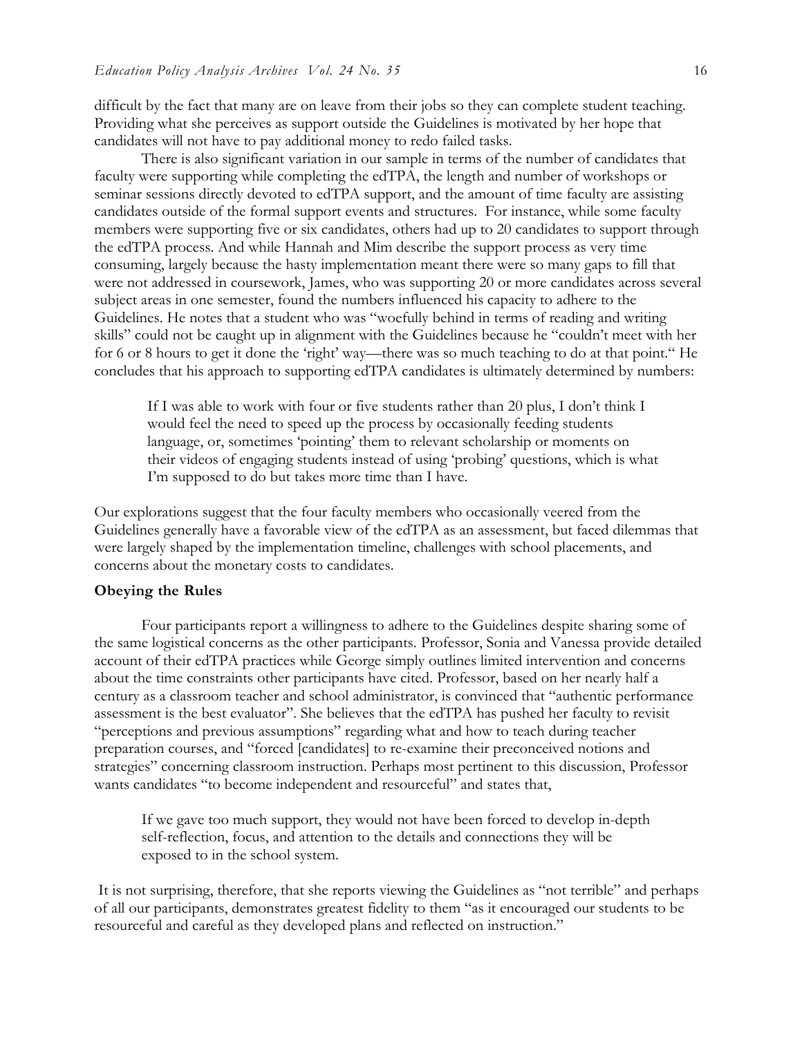difficult by the fact that many are on leave from their jobs so they can complete student teaching. Providing what she perceives as support outside the Guidelines is motivated by her hope that candidates will not have to pay additional money to redo failed tasks.

There is also significant variation in our sample in terms of the number of candidates that faculty were supporting while completing the edTPA, the length and number of workshops or seminar sessions directly devoted to edTPA support, and the amount of time faculty are assisting candidates outside of the formal support events and structures. For instance, while some faculty members were supporting five or six candidates, others had up to 20 candidates to support through the edTPA process. And while Hannah and Mim describe the support process as very time consuming, largely because the hasty implementation meant there were so many gaps to fill that were not addressed in coursework, James, who was supporting 20 or more candidates across several subject areas in one semester, found the numbers influenced his capacity to adhere to the Guidelines. He notes that a student who was "woefully behind in terms of reading and writing skills" could not be caught up in alignment with the Guidelines because he "couldn't meet with her for 6 or 8 hours to get it done the 'right' way—there was so much teaching to do at that point." He concludes that his approach to supporting edTPA candidates is ultimately determined by numbers:

> If I was able to work with four or five students rather than 20 plus, I don't think I would feel the need to speed up the process by occasionally feeding students language, or, sometimes 'pointing' them to relevant scholarship or moments on their videos of engaging students instead of using 'probing' questions, which is what I'm supposed to do but takes more time than I have.

Our explorations suggest that the four faculty members who occasionally veered from the Guidelines generally have a favorable view of the edTPA as an assessment, but faced dilemmas that were largely shaped by the implementation timeline, challenges with school placements, and concerns about the monetary costs to candidates.

### Obeying the Rules

Four participants report a willingness to adhere to the Guidelines despite sharing some of the same logistical concerns as the other participants. Professor, Sonia and Vanessa provide detailed account of their edTPA practices while George simply outlines limited intervention and concerns about the time constraints other participants have cited. Professor, based on her nearly half a century as a classroom teacher and school administrator, is convinced that "authentic performance assessment is the best evaluator". She believes that the edTPA has pushed her faculty to revisit "perceptions and previous assumptions" regarding what and how to teach during teacher preparation courses, and "forced [candidates] to re-examine their preconceived notions and strategies" concerning classroom instruction. Perhaps most pertinent to this discussion, Professor wants candidates "to become independent and resourceful" and states that,

> If we gave too much support, they would not have been forced to develop in-depth self-reflection, focus, and attention to the details and connections they will be exposed to in the school system.

It is not surprising, therefore, that she reports viewing the Guidelines as "not terrible" and perhaps of all our participants, demonstrates greatest fidelity to them "as it encouraged our students to be resourceful and careful as they developed plans and reflected on instruction."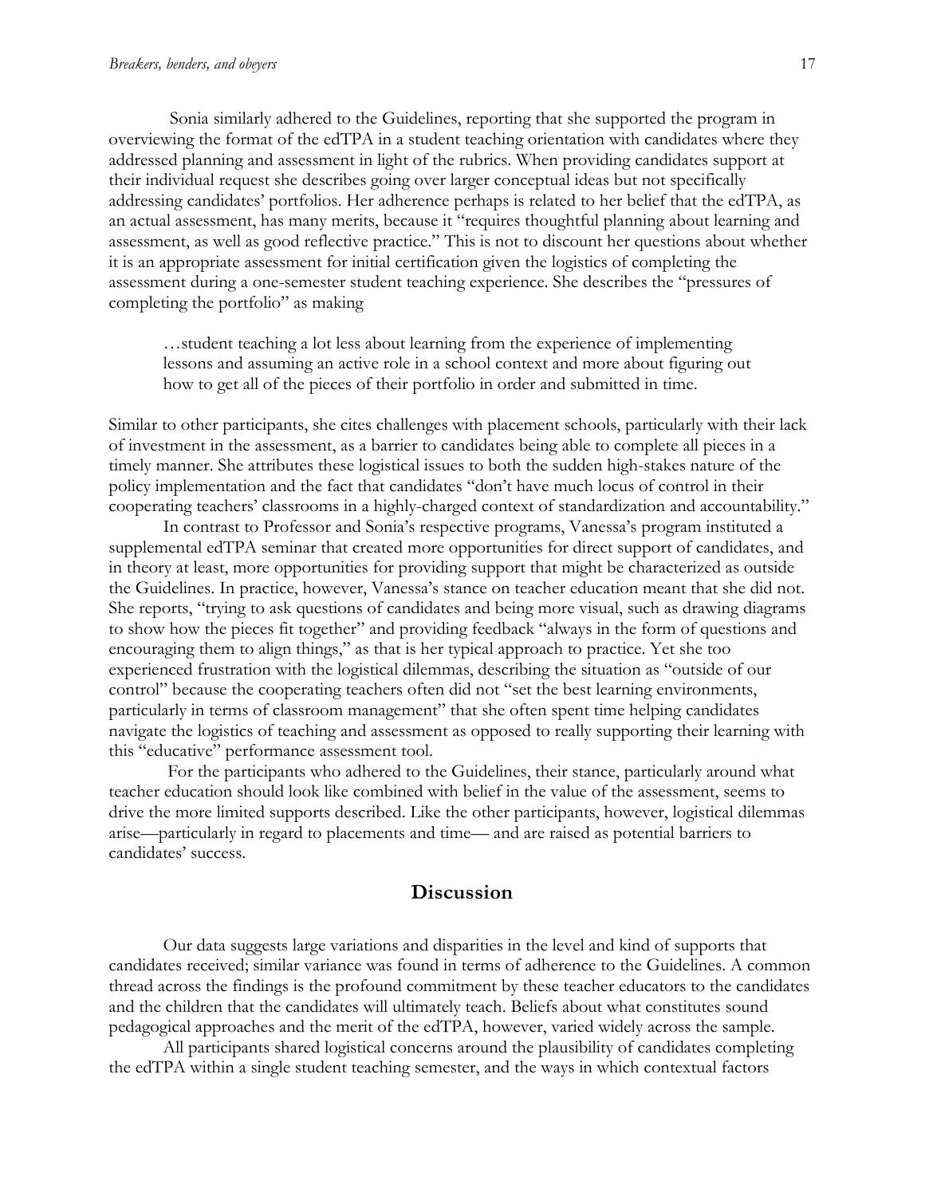Sonia similarly adhered to the Guidelines, reporting that she supported the program in overviewing the format of the edTPA in a student teaching orientation with candidates where they addressed planning and assessment in light of the rubrics. When providing candidates support at their individual request she describes going over larger conceptual ideas but not specifically addressing candidates' portfolios. Her adherence perhaps is related to her belief that the edTPA, as an actual assessment, has many merits, because it "requires thoughtful planning about learning and assessment, as well as good reflective practice." This is not to discount her questions about whether it is an appropriate assessment for initial certification given the logistics of completing the assessment during a one-semester student teaching experience. She describes the "pressures of completing the portfolio" as making

> …student teaching a lot less about learning from the experience of implementing lessons and assuming an active role in a school context and more about figuring out how to get all of the pieces of their portfolio in order and submitted in time.

Similar to other participants, she cites challenges with placement schools, particularly with their lack of investment in the assessment, as a barrier to candidates being able to complete all pieces in a timely manner. She attributes these logistical issues to both the sudden high-stakes nature of the policy implementation and the fact that candidates "don't have much locus of control in their cooperating teachers' classrooms in a highly-charged context of standardization and accountability."

In contrast to Professor and Sonia's respective programs, Vanessa's program instituted a supplemental edTPA seminar that created more opportunities for direct support of candidates, and in theory at least, more opportunities for providing support that might be characterized as outside the Guidelines. In practice, however, Vanessa's stance on teacher education meant that she did not. She reports, "trying to ask questions of candidates and being more visual, such as drawing diagrams to show how the pieces fit together" and providing feedback "always in the form of questions and encouraging them to align things," as that is her typical approach to practice. Yet she too experienced frustration with the logistical dilemmas, describing the situation as "outside of our control" because the cooperating teachers often did not "set the best learning environments, particularly in terms of classroom management" that she often spent time helping candidates navigate the logistics of teaching and assessment as opposed to really supporting their learning with this "educative" performance assessment tool.

For the participants who adhered to the Guidelines, their stance, particularly around what teacher education should look like combined with belief in the value of the assessment, seems to drive the more limited supports described. Like the other participants, however, logistical dilemmas arise—particularly in regard to placements and time— and are raised as potential barriers to candidates' success.

## Discussion

Our data suggests large variations and disparities in the level and kind of supports that candidates received; similar variance was found in terms of adherence to the Guidelines. A common thread across the findings is the profound commitment by these teacher educators to the candidates and the children that the candidates will ultimately teach. Beliefs about what constitutes sound pedagogical approaches and the merit of the edTPA, however, varied widely across the sample.

All participants shared logistical concerns around the plausibility of candidates completing the edTPA within a single student teaching semester, and the ways in which contextual factors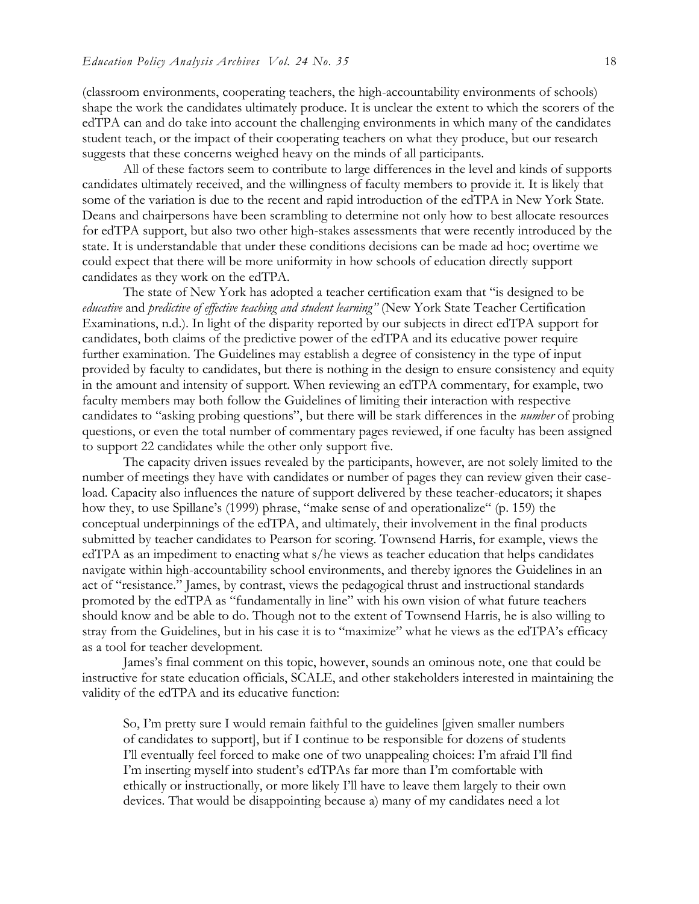(classroom environments, cooperating teachers, the high-accountability environments of schools) shape the work the candidates ultimately produce. It is unclear the extent to which the scorers of the edTPA can and do take into account the challenging environments in which many of the candidates student teach, or the impact of their cooperating teachers on what they produce, but our research suggests that these concerns weighed heavy on the minds of all participants.

All of these factors seem to contribute to large differences in the level and kinds of supports candidates ultimately received, and the willingness of faculty members to provide it. It is likely that some of the variation is due to the recent and rapid introduction of the edTPA in New York State. Deans and chairpersons have been scrambling to determine not only how to best allocate resources for edTPA support, but also two other high-stakes assessments that were recently introduced by the state. It is understandable that under these conditions decisions can be made ad hoc; overtime we could expect that there will be more uniformity in how schools of education directly support candidates as they work on the edTPA.

The state of New York has adopted a teacher certification exam that "is designed to be *educative* and *predictive of effective teaching and student learning"* (New York State Teacher Certification Examinations, n.d.). In light of the disparity reported by our subjects in direct edTPA support for candidates, both claims of the predictive power of the edTPA and its educative power require further examination. The Guidelines may establish a degree of consistency in the type of input provided by faculty to candidates, but there is nothing in the design to ensure consistency and equity in the amount and intensity of support. When reviewing an edTPA commentary, for example, two faculty members may both follow the Guidelines of limiting their interaction with respective candidates to "asking probing questions", but there will be stark differences in the *number* of probing questions, or even the total number of commentary pages reviewed, if one faculty has been assigned to support 22 candidates while the other only support five.

The capacity driven issues revealed by the participants, however, are not solely limited to the number of meetings they have with candidates or number of pages they can review given their case-load. Capacity also influences the nature of support delivered by these teacher-educators; it shapes how they, to use Spillane's (1999) phrase, "make sense of and operationalize" (p. 159) the conceptual underpinnings of the edTPA, and ultimately, their involvement in the final products submitted by teacher candidates to Pearson for scoring. Townsend Harris, for example, views the edTPA as an impediment to enacting what s/he views as teacher education that helps candidates navigate within high-accountability school environments, and thereby ignores the Guidelines in an act of "resistance." James, by contrast, views the pedagogical thrust and instructional standards promoted by the edTPA as "fundamentally in line" with his own vision of what future teachers should know and be able to do. Though not to the extent of Townsend Harris, he is also willing to stray from the Guidelines, but in his case it is to "maximize" what he views as the edTPA's efficacy as a tool for teacher development.

James's final comment on this topic, however, sounds an ominous note, one that could be instructive for state education officials, SCALE, and other stakeholders interested in maintaining the validity of the edTPA and its educative function:

> So, I'm pretty sure I would remain faithful to the guidelines [given smaller numbers of candidates to support], but if I continue to be responsible for dozens of students I'll eventually feel forced to make one of two unappealing choices: I'm afraid I'll find I'm inserting myself into student's edTPAs far more than I'm comfortable with ethically or instructionally, or more likely I'll have to leave them largely to their own devices. That would be disappointing because a) many of my candidates need a lot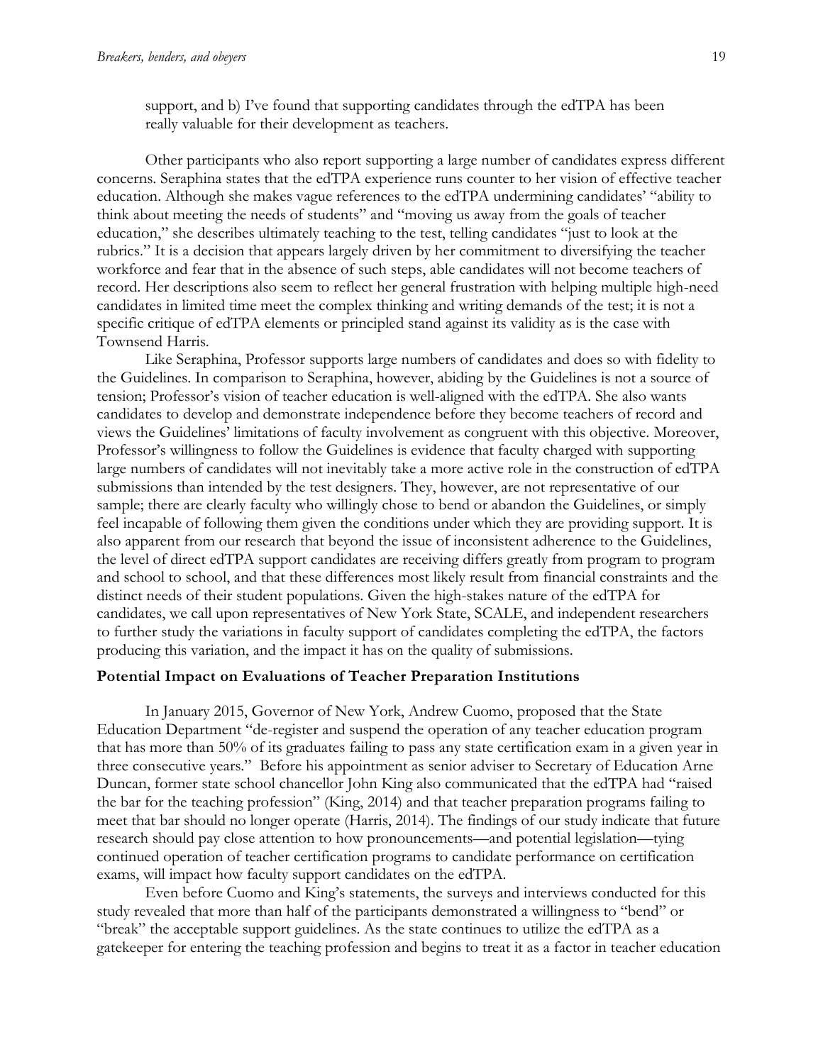support, and b) I've found that supporting candidates through the edTPA has been really valuable for their development as teachers.

Other participants who also report supporting a large number of candidates express different concerns. Seraphina states that the edTPA experience runs counter to her vision of effective teacher education. Although she makes vague references to the edTPA undermining candidates' "ability to think about meeting the needs of students" and "moving us away from the goals of teacher education," she describes ultimately teaching to the test, telling candidates "just to look at the rubrics." It is a decision that appears largely driven by her commitment to diversifying the teacher workforce and fear that in the absence of such steps, able candidates will not become teachers of record. Her descriptions also seem to reflect her general frustration with helping multiple high-need candidates in limited time meet the complex thinking and writing demands of the test; it is not a specific critique of edTPA elements or principled stand against its validity as is the case with Townsend Harris.

Like Seraphina, Professor supports large numbers of candidates and does so with fidelity to the Guidelines. In comparison to Seraphina, however, abiding by the Guidelines is not a source of tension; Professor's vision of teacher education is well-aligned with the edTPA. She also wants candidates to develop and demonstrate independence before they become teachers of record and views the Guidelines' limitations of faculty involvement as congruent with this objective. Moreover, Professor's willingness to follow the Guidelines is evidence that faculty charged with supporting large numbers of candidates will not inevitably take a more active role in the construction of edTPA submissions than intended by the test designers. They, however, are not representative of our sample; there are clearly faculty who willingly chose to bend or abandon the Guidelines, or simply feel incapable of following them given the conditions under which they are providing support. It is also apparent from our research that beyond the issue of inconsistent adherence to the Guidelines, the level of direct edTPA support candidates are receiving differs greatly from program to program and school to school, and that these differences most likely result from financial constraints and the distinct needs of their student populations. Given the high-stakes nature of the edTPA for candidates, we call upon representatives of New York State, SCALE, and independent researchers to further study the variations in faculty support of candidates completing the edTPA, the factors producing this variation, and the impact it has on the quality of submissions.

### Potential Impact on Evaluations of Teacher Preparation Institutions

In January 2015, Governor of New York, Andrew Cuomo, proposed that the State Education Department "de-register and suspend the operation of any teacher education program that has more than 50% of its graduates failing to pass any state certification exam in a given year in three consecutive years." Before his appointment as senior adviser to Secretary of Education Arne Duncan, former state school chancellor John King also communicated that the edTPA had "raised the bar for the teaching profession" (King, 2014) and that teacher preparation programs failing to meet that bar should no longer operate (Harris, 2014). The findings of our study indicate that future research should pay close attention to how pronouncements—and potential legislation—tying continued operation of teacher certification programs to candidate performance on certification exams, will impact how faculty support candidates on the edTPA.

Even before Cuomo and King's statements, the surveys and interviews conducted for this study revealed that more than half of the participants demonstrated a willingness to "bend" or "break" the acceptable support guidelines. As the state continues to utilize the edTPA as a gatekeeper for entering the teaching profession and begins to treat it as a factor in teacher education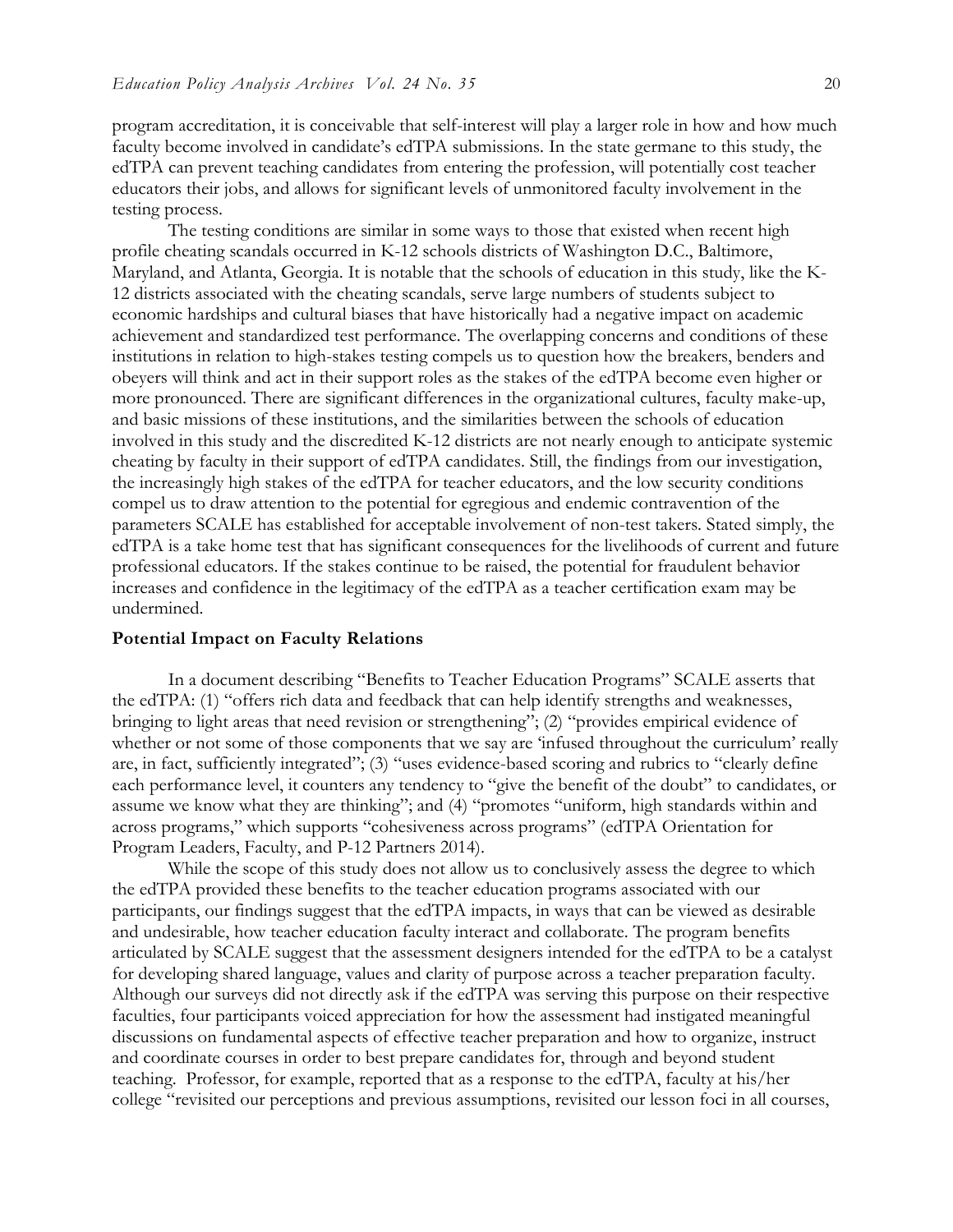program accreditation, it is conceivable that self-interest will play a larger role in how and how much faculty become involved in candidate's edTPA submissions. In the state germane to this study, the edTPA can prevent teaching candidates from entering the profession, will potentially cost teacher educators their jobs, and allows for significant levels of unmonitored faculty involvement in the testing process.

The testing conditions are similar in some ways to those that existed when recent high profile cheating scandals occurred in K-12 schools districts of Washington D.C., Baltimore, Maryland, and Atlanta, Georgia. It is notable that the schools of education in this study, like the K-12 districts associated with the cheating scandals, serve large numbers of students subject to economic hardships and cultural biases that have historically had a negative impact on academic achievement and standardized test performance. The overlapping concerns and conditions of these institutions in relation to high-stakes testing compels us to question how the breakers, benders and obeyers will think and act in their support roles as the stakes of the edTPA become even higher or more pronounced. There are significant differences in the organizational cultures, faculty make-up, and basic missions of these institutions, and the similarities between the schools of education involved in this study and the discredited K-12 districts are not nearly enough to anticipate systemic cheating by faculty in their support of edTPA candidates. Still, the findings from our investigation, the increasingly high stakes of the edTPA for teacher educators, and the low security conditions compel us to draw attention to the potential for egregious and endemic contravention of the parameters SCALE has established for acceptable involvement of non-test takers. Stated simply, the edTPA is a take home test that has significant consequences for the livelihoods of current and future professional educators. If the stakes continue to be raised, the potential for fraudulent behavior increases and confidence in the legitimacy of the edTPA as a teacher certification exam may be undermined.

## Potential Impact on Faculty Relations

In a document describing "Benefits to Teacher Education Programs" SCALE asserts that the edTPA: (1) "offers rich data and feedback that can help identify strengths and weaknesses, bringing to light areas that need revision or strengthening"; (2) "provides empirical evidence of whether or not some of those components that we say are 'infused throughout the curriculum' really are, in fact, sufficiently integrated"; (3) "uses evidence-based scoring and rubrics to "clearly define each performance level, it counters any tendency to "give the benefit of the doubt" to candidates, or assume we know what they are thinking"; and (4) "promotes "uniform, high standards within and across programs," which supports "cohesiveness across programs" (edTPA Orientation for Program Leaders, Faculty, and P-12 Partners 2014).

While the scope of this study does not allow us to conclusively assess the degree to which the edTPA provided these benefits to the teacher education programs associated with our participants, our findings suggest that the edTPA impacts, in ways that can be viewed as desirable and undesirable, how teacher education faculty interact and collaborate. The program benefits articulated by SCALE suggest that the assessment designers intended for the edTPA to be a catalyst for developing shared language, values and clarity of purpose across a teacher preparation faculty. Although our surveys did not directly ask if the edTPA was serving this purpose on their respective faculties, four participants voiced appreciation for how the assessment had instigated meaningful discussions on fundamental aspects of effective teacher preparation and how to organize, instruct and coordinate courses in order to best prepare candidates for, through and beyond student teaching. Professor, for example, reported that as a response to the edTPA, faculty at his/her college "revisited our perceptions and previous assumptions, revisited our lesson foci in all courses,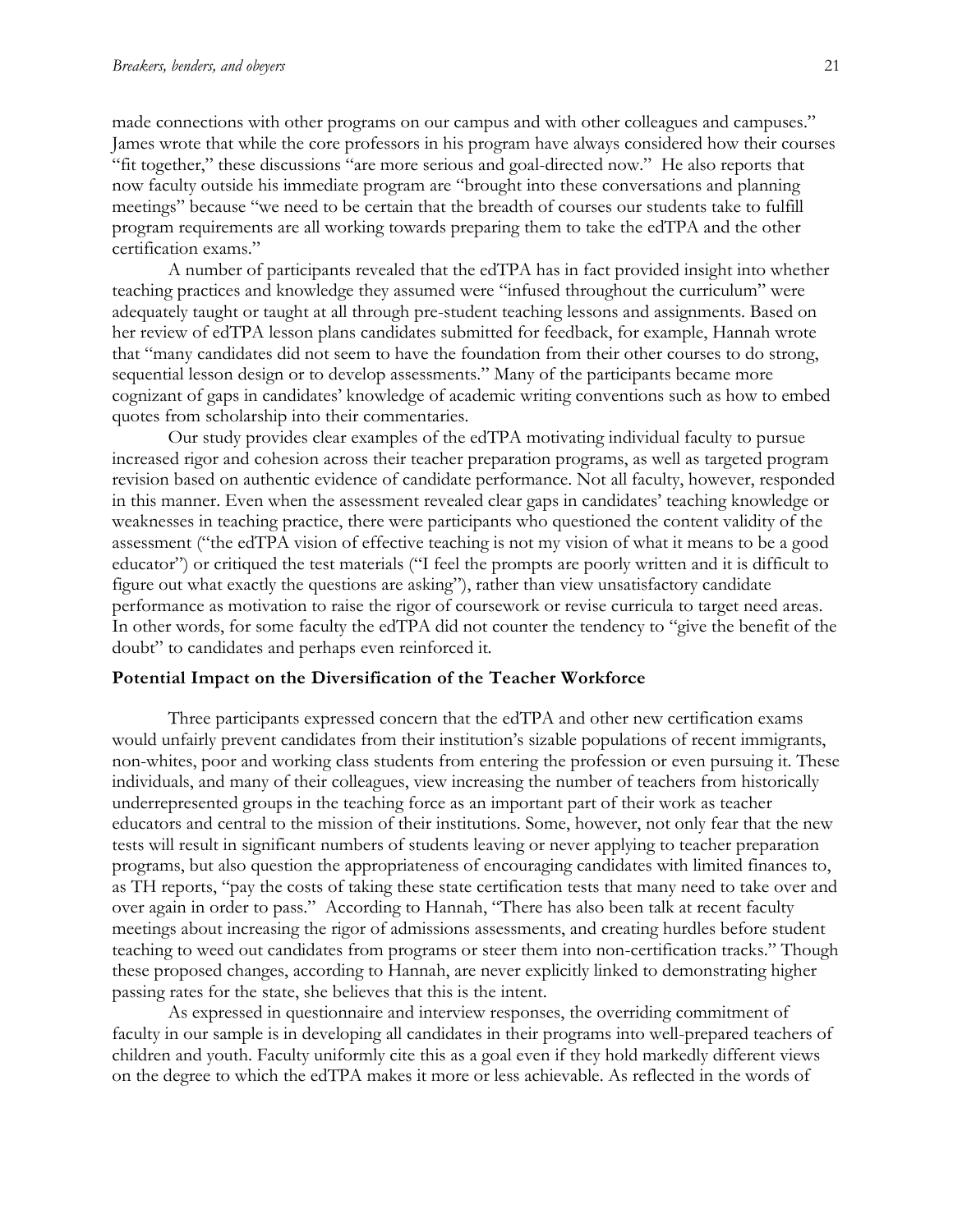made connections with other programs on our campus and with other colleagues and campuses." James wrote that while the core professors in his program have always considered how their courses "fit together," these discussions "are more serious and goal-directed now." He also reports that now faculty outside his immediate program are "brought into these conversations and planning meetings" because "we need to be certain that the breadth of courses our students take to fulfill program requirements are all working towards preparing them to take the edTPA and the other certification exams."

A number of participants revealed that the edTPA has in fact provided insight into whether teaching practices and knowledge they assumed were "infused throughout the curriculum" were adequately taught or taught at all through pre-student teaching lessons and assignments. Based on her review of edTPA lesson plans candidates submitted for feedback, for example, Hannah wrote that "many candidates did not seem to have the foundation from their other courses to do strong, sequential lesson design or to develop assessments." Many of the participants became more cognizant of gaps in candidates' knowledge of academic writing conventions such as how to embed quotes from scholarship into their commentaries.

Our study provides clear examples of the edTPA motivating individual faculty to pursue increased rigor and cohesion across their teacher preparation programs, as well as targeted program revision based on authentic evidence of candidate performance. Not all faculty, however, responded in this manner. Even when the assessment revealed clear gaps in candidates' teaching knowledge or weaknesses in teaching practice, there were participants who questioned the content validity of the assessment ("the edTPA vision of effective teaching is not my vision of what it means to be a good educator") or critiqued the test materials ("I feel the prompts are poorly written and it is difficult to figure out what exactly the questions are asking"), rather than view unsatisfactory candidate performance as motivation to raise the rigor of coursework or revise curricula to target need areas. In other words, for some faculty the edTPA did not counter the tendency to "give the benefit of the doubt" to candidates and perhaps even reinforced it.

### Potential Impact on the Diversification of the Teacher Workforce

Three participants expressed concern that the edTPA and other new certification exams would unfairly prevent candidates from their institution's sizable populations of recent immigrants, non-whites, poor and working class students from entering the profession or even pursuing it. These individuals, and many of their colleagues, view increasing the number of teachers from historically underrepresented groups in the teaching force as an important part of their work as teacher educators and central to the mission of their institutions. Some, however, not only fear that the new tests will result in significant numbers of students leaving or never applying to teacher preparation programs, but also question the appropriateness of encouraging candidates with limited finances to, as TH reports, "pay the costs of taking these state certification tests that many need to take over and over again in order to pass." According to Hannah, "There has also been talk at recent faculty meetings about increasing the rigor of admissions assessments, and creating hurdles before student teaching to weed out candidates from programs or steer them into non-certification tracks." Though these proposed changes, according to Hannah, are never explicitly linked to demonstrating higher passing rates for the state, she believes that this is the intent.

As expressed in questionnaire and interview responses, the overriding commitment of faculty in our sample is in developing all candidates in their programs into well-prepared teachers of children and youth. Faculty uniformly cite this as a goal even if they hold markedly different views on the degree to which the edTPA makes it more or less achievable. As reflected in the words of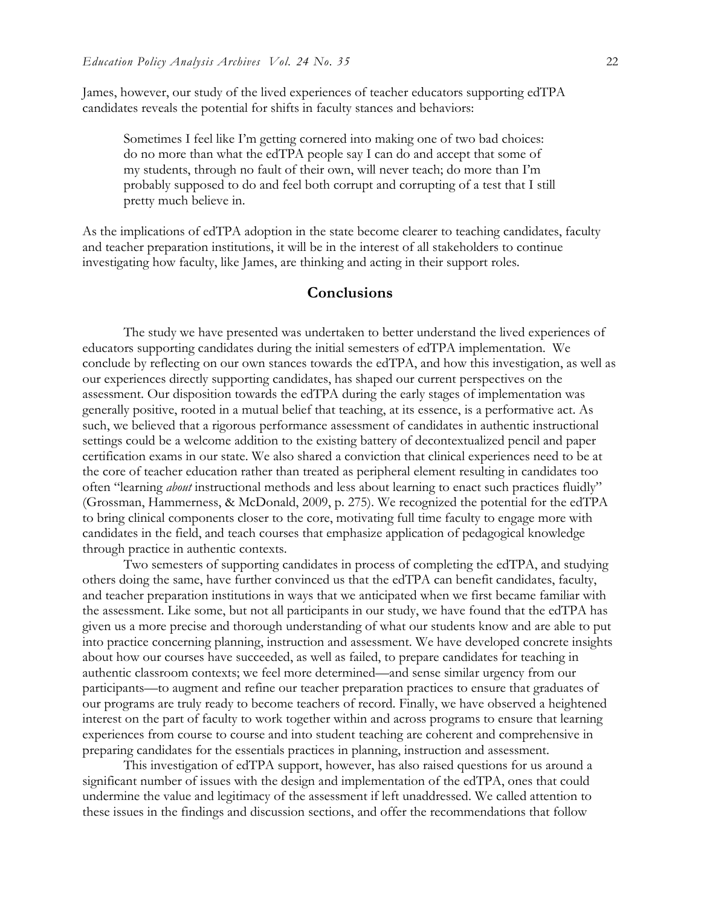James, however, our study of the lived experiences of teacher educators supporting edTPA candidates reveals the potential for shifts in faculty stances and behaviors:

> Sometimes I feel like I'm getting cornered into making one of two bad choices: do no more than what the edTPA people say I can do and accept that some of my students, through no fault of their own, will never teach; do more than I'm probably supposed to do and feel both corrupt and corrupting of a test that I still pretty much believe in.

As the implications of edTPA adoption in the state become clearer to teaching candidates, faculty and teacher preparation institutions, it will be in the interest of all stakeholders to continue investigating how faculty, like James, are thinking and acting in their support roles.

## Conclusions

The study we have presented was undertaken to better understand the lived experiences of educators supporting candidates during the initial semesters of edTPA implementation. We conclude by reflecting on our own stances towards the edTPA, and how this investigation, as well as our experiences directly supporting candidates, has shaped our current perspectives on the assessment. Our disposition towards the edTPA during the early stages of implementation was generally positive, rooted in a mutual belief that teaching, at its essence, is a performative act. As such, we believed that a rigorous performance assessment of candidates in authentic instructional settings could be a welcome addition to the existing battery of decontextualized pencil and paper certification exams in our state. We also shared a conviction that clinical experiences need to be at the core of teacher education rather than treated as peripheral element resulting in candidates too often "learning *about* instructional methods and less about learning to enact such practices fluidly" (Grossman, Hammerness, & McDonald, 2009, p. 275). We recognized the potential for the edTPA to bring clinical components closer to the core, motivating full time faculty to engage more with candidates in the field, and teach courses that emphasize application of pedagogical knowledge through practice in authentic contexts.

Two semesters of supporting candidates in process of completing the edTPA, and studying others doing the same, have further convinced us that the edTPA can benefit candidates, faculty, and teacher preparation institutions in ways that we anticipated when we first became familiar with the assessment. Like some, but not all participants in our study, we have found that the edTPA has given us a more precise and thorough understanding of what our students know and are able to put into practice concerning planning, instruction and assessment. We have developed concrete insights about how our courses have succeeded, as well as failed, to prepare candidates for teaching in authentic classroom contexts; we feel more determined—and sense similar urgency from our participants—to augment and refine our teacher preparation practices to ensure that graduates of our programs are truly ready to become teachers of record. Finally, we have observed a heightened interest on the part of faculty to work together within and across programs to ensure that learning experiences from course to course and into student teaching are coherent and comprehensive in preparing candidates for the essentials practices in planning, instruction and assessment.

This investigation of edTPA support, however, has also raised questions for us around a significant number of issues with the design and implementation of the edTPA, ones that could undermine the value and legitimacy of the assessment if left unaddressed. We called attention to these issues in the findings and discussion sections, and offer the recommendations that follow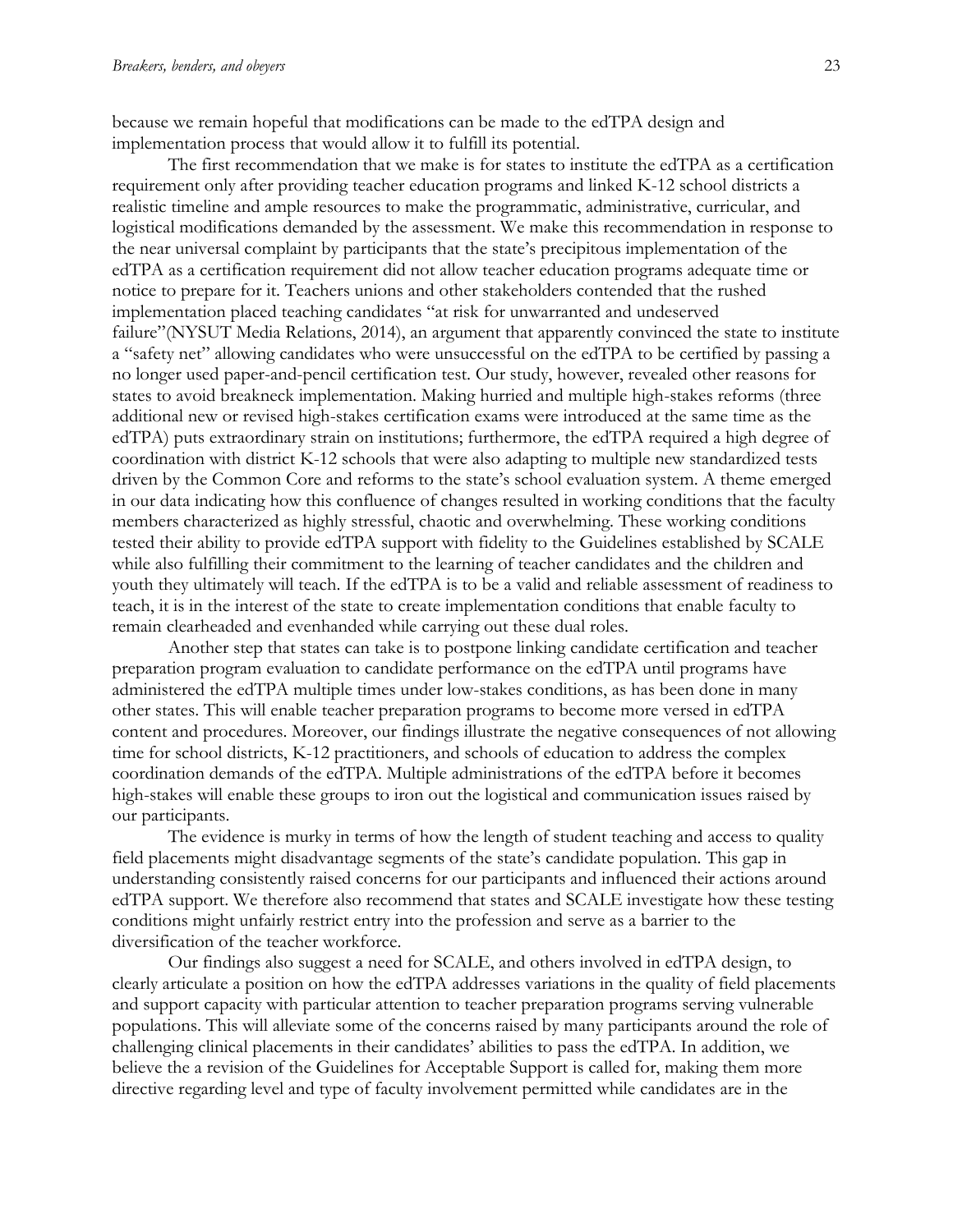because we remain hopeful that modifications can be made to the edTPA design and implementation process that would allow it to fulfill its potential.

The first recommendation that we make is for states to institute the edTPA as a certification requirement only after providing teacher education programs and linked K-12 school districts a realistic timeline and ample resources to make the programmatic, administrative, curricular, and logistical modifications demanded by the assessment. We make this recommendation in response to the near universal complaint by participants that the state's precipitous implementation of the edTPA as a certification requirement did not allow teacher education programs adequate time or notice to prepare for it. Teachers unions and other stakeholders contended that the rushed implementation placed teaching candidates "at risk for unwarranted and undeserved failure"(NYSUT Media Relations, 2014), an argument that apparently convinced the state to institute a "safety net" allowing candidates who were unsuccessful on the edTPA to be certified by passing a no longer used paper-and-pencil certification test. Our study, however, revealed other reasons for states to avoid breakneck implementation. Making hurried and multiple high-stakes reforms (three additional new or revised high-stakes certification exams were introduced at the same time as the edTPA) puts extraordinary strain on institutions; furthermore, the edTPA required a high degree of coordination with district K-12 schools that were also adapting to multiple new standardized tests driven by the Common Core and reforms to the state's school evaluation system. A theme emerged in our data indicating how this confluence of changes resulted in working conditions that the faculty members characterized as highly stressful, chaotic and overwhelming. These working conditions tested their ability to provide edTPA support with fidelity to the Guidelines established by SCALE while also fulfilling their commitment to the learning of teacher candidates and the children and youth they ultimately will teach. If the edTPA is to be a valid and reliable assessment of readiness to teach, it is in the interest of the state to create implementation conditions that enable faculty to remain clearheaded and evenhanded while carrying out these dual roles.

Another step that states can take is to postpone linking candidate certification and teacher preparation program evaluation to candidate performance on the edTPA until programs have administered the edTPA multiple times under low-stakes conditions, as has been done in many other states. This will enable teacher preparation programs to become more versed in edTPA content and procedures. Moreover, our findings illustrate the negative consequences of not allowing time for school districts, K-12 practitioners, and schools of education to address the complex coordination demands of the edTPA. Multiple administrations of the edTPA before it becomes high-stakes will enable these groups to iron out the logistical and communication issues raised by our participants.

The evidence is murky in terms of how the length of student teaching and access to quality field placements might disadvantage segments of the state's candidate population. This gap in understanding consistently raised concerns for our participants and influenced their actions around edTPA support. We therefore also recommend that states and SCALE investigate how these testing conditions might unfairly restrict entry into the profession and serve as a barrier to the diversification of the teacher workforce.

Our findings also suggest a need for SCALE, and others involved in edTPA design, to clearly articulate a position on how the edTPA addresses variations in the quality of field placements and support capacity with particular attention to teacher preparation programs serving vulnerable populations. This will alleviate some of the concerns raised by many participants around the role of challenging clinical placements in their candidates' abilities to pass the edTPA. In addition, we believe the a revision of the Guidelines for Acceptable Support is called for, making them more directive regarding level and type of faculty involvement permitted while candidates are in the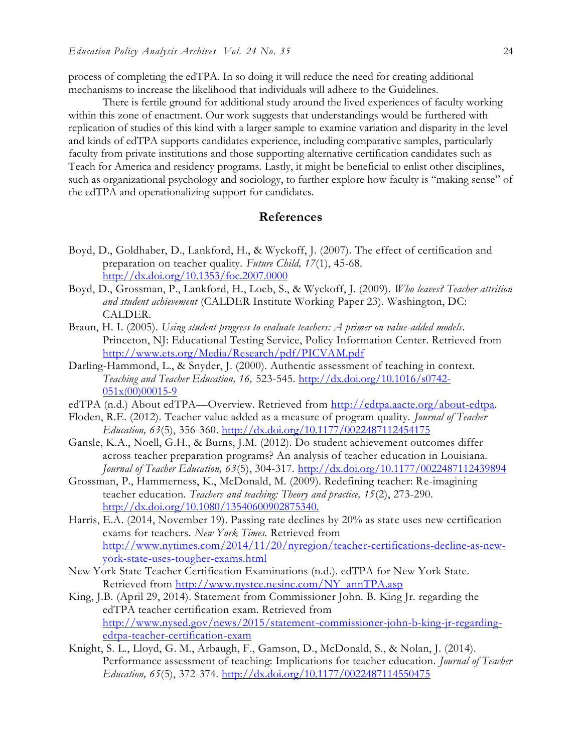process of completing the edTPA. In so doing it will reduce the need for creating additional mechanisms to increase the likelihood that individuals will adhere to the Guidelines.

There is fertile ground for additional study around the lived experiences of faculty working within this zone of enactment. Our work suggests that understandings would be furthered with replication of studies of this kind with a larger sample to examine variation and disparity in the level and kinds of edTPA supports candidates experience, including comparative samples, particularly faculty from private institutions and those supporting alternative certification candidates such as Teach for America and residency programs. Lastly, it might be beneficial to enlist other disciplines, such as organizational psychology and sociology, to further explore how faculty is "making sense" of the edTPA and operationalizing support for candidates.

## References

Boyd, D., Goldhaber, D., Lankford, H., & Wyckoff, J. (2007). The effect of certification and preparation on teacher quality. *Future Child, 17*(1), 45-68. http://dx.doi.org/10.1353/foc.2007.0000

Boyd, D., Grossman, P., Lankford, H., Loeb, S., & Wyckoff, J. (2009). *Who leaves? Teacher attrition and student achievement* (CALDER Institute Working Paper 23). Washington, DC: CALDER.

Braun, H. I. (2005). *Using student progress to evaluate teachers: A primer on value-added models*. Princeton, NJ: Educational Testing Service, Policy Information Center. Retrieved from http://www.ets.org/Media/Research/pdf/PICVAM.pdf

Darling-Hammond, L., & Snyder, J. (2000). Authentic assessment of teaching in context. *Teaching and Teacher Education, 16,* 523-545. http://dx.doi.org/10.1016/s0742-051x(00)00015-9

edTPA (n.d.) About edTPA—Overview. Retrieved from http://edtpa.aacte.org/about-edtpa.

Floden, R.E. (2012). Teacher value added as a measure of program quality. *Journal of Teacher Education, 63*(5), 356-360. http://dx.doi.org/10.1177/0022487112454175

Gansle, K.A., Noell, G.H., & Burns, J.M. (2012). Do student achievement outcomes differ across teacher preparation programs? An analysis of teacher education in Louisiana. *Journal of Teacher Education, 63*(5), 304-317. http://dx.doi.org/10.1177/0022487112439894

Grossman, P., Hammerness, K., McDonald, M. (2009). Redefining teacher: Re-imagining teacher education. *Teachers and teaching: Theory and practice, 15*(2), 273-290. http://dx.doi.org/10.1080/13540600902875340.

Harris, E.A. (2014, November 19). Passing rate declines by 20% as state uses new certification exams for teachers. *New York Times.* Retrieved from http://www.nytimes.com/2014/11/20/nyregion/teacher-certifications-decline-as-new-york-state-uses-tougher-exams.html

New York State Teacher Certification Examinations (n.d.). edTPA for New York State. Retrieved from http://www.nystce.nesinc.com/NY_annTPA.asp

King, J.B. (April 29, 2014). Statement from Commissioner John. B. King Jr. regarding the edTPA teacher certification exam. Retrieved from http://www.nysed.gov/news/2015/statement-commissioner-john-b-king-jr-regarding-edtpa-teacher-certification-exam

Knight, S. L., Lloyd, G. M., Arbaugh, F., Gamson, D., McDonald, S., & Nolan, J. (2014). Performance assessment of teaching: Implications for teacher education. *Journal of Teacher Education, 65*(5), 372-374. http://dx.doi.org/10.1177/0022487114550475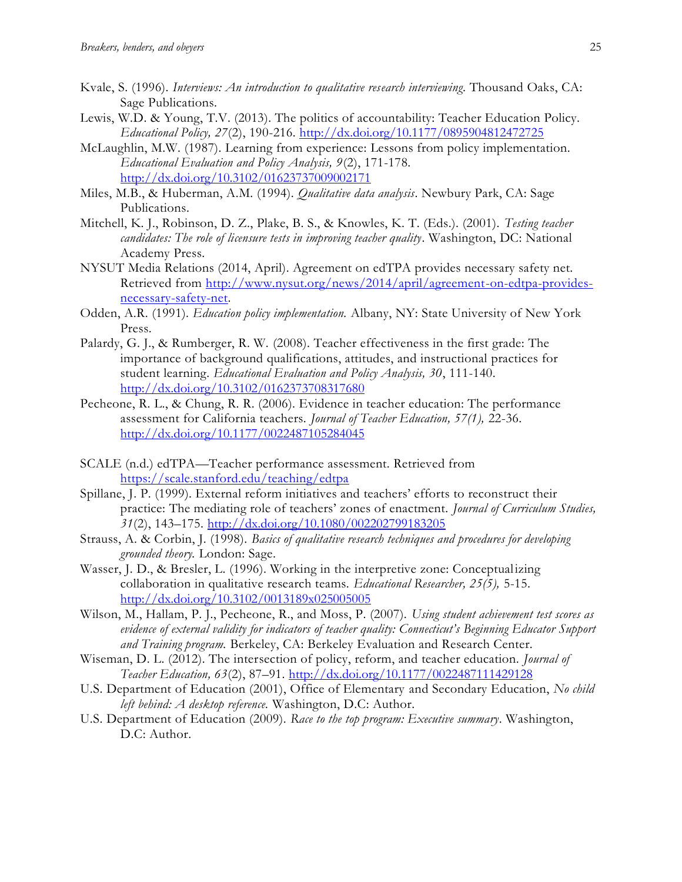Kvale, S. (1996). *Interviews: An introduction to qualitative research interviewing.* Thousand Oaks, CA: Sage Publications.

Lewis, W.D. & Young, T.V. (2013). The politics of accountability: Teacher Education Policy. *Educational Policy, 27*(2), 190-216. http://dx.doi.org/10.1177/0895904812472725

McLaughlin, M.W. (1987). Learning from experience: Lessons from policy implementation. *Educational Evaluation and Policy Analysis, 9*(2), 171-178. http://dx.doi.org/10.3102/01623737009002171

Miles, M.B., & Huberman, A.M. (1994). *Qualitative data analysis*. Newbury Park, CA: Sage Publications.

Mitchell, K. J., Robinson, D. Z., Plake, B. S., & Knowles, K. T. (Eds.). (2001). *Testing teacher candidates: The role of licensure tests in improving teacher quality*. Washington, DC: National Academy Press.

NYSUT Media Relations (2014, April). Agreement on edTPA provides necessary safety net. Retrieved from http://www.nysut.org/news/2014/april/agreement-on-edtpa-provides-necessary-safety-net.

Odden, A.R. (1991). *Education policy implementation.* Albany, NY: State University of New York Press.

Palardy, G. J., & Rumberger, R. W. (2008). Teacher effectiveness in the first grade: The importance of background qualifications, attitudes, and instructional practices for student learning. *Educational Evaluation and Policy Analysis, 30*, 111-140. http://dx.doi.org/10.3102/0162373708317680

Pecheone, R. L., & Chung, R. R. (2006). Evidence in teacher education: The performance assessment for California teachers. *Journal of Teacher Education, 57(1),* 22-36. http://dx.doi.org/10.1177/0022487105284045

SCALE (n.d.) edTPA—Teacher performance assessment. Retrieved from https://scale.stanford.edu/teaching/edtpa

Spillane, J. P. (1999). External reform initiatives and teachers' efforts to reconstruct their practice: The mediating role of teachers' zones of enactment. *Journal of Curriculum Studies, 31*(2), 143–175. http://dx.doi.org/10.1080/002202799183205

Strauss, A. & Corbin, J. (1998). *Basics of qualitative research techniques and procedures for developing grounded theory.* London: Sage.

Wasser, J. D., & Bresler, L. (1996). Working in the interpretive zone: Conceptualizing collaboration in qualitative research teams. *Educational Researcher, 25(5),* 5-15. http://dx.doi.org/10.3102/0013189x025005005

Wilson, M., Hallam, P. J., Pecheone, R., and Moss, P. (2007). *Using student achievement test scores as evidence of external validity for indicators of teacher quality: Connecticut's Beginning Educator Support and Training program.* Berkeley, CA: Berkeley Evaluation and Research Center.

Wiseman, D. L. (2012). The intersection of policy, reform, and teacher education. *Journal of Teacher Education, 63*(2), 87–91. http://dx.doi.org/10.1177/0022487111429128

U.S. Department of Education (2001), Office of Elementary and Secondary Education, *No child left behind: A desktop reference.* Washington, D.C: Author.

U.S. Department of Education (2009). *Race to the top program: Executive summary*. Washington, D.C: Author.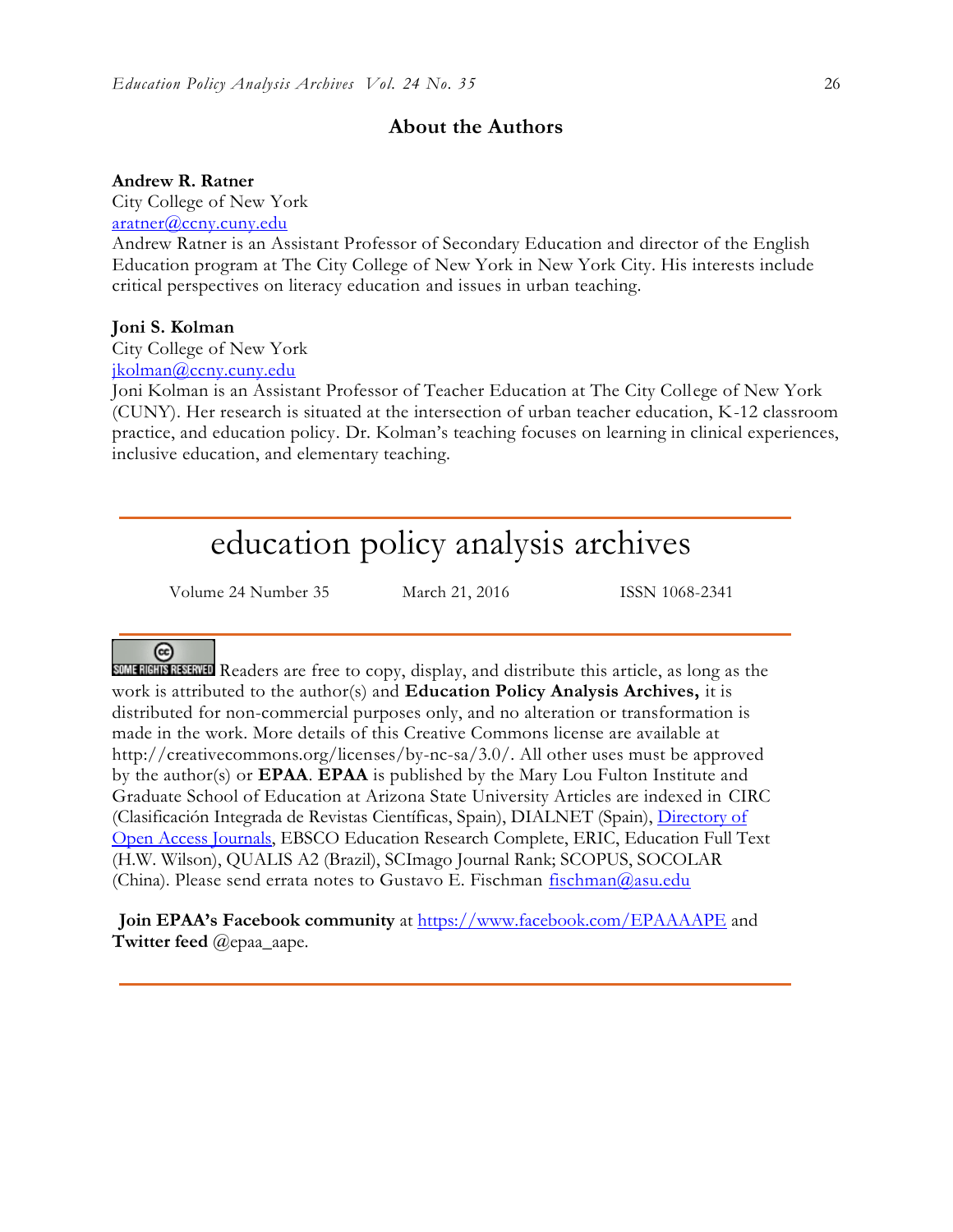## About the Authors

**Andrew R. Ratner**
City College of New York
aratner@ccny.cuny.edu
Andrew Ratner is an Assistant Professor of Secondary Education and director of the English Education program at The City College of New York in New York City. His interests include critical perspectives on literacy education and issues in urban teaching.

**Joni S. Kolman**
City College of New York
jkolman@ccny.cuny.edu
Joni Kolman is an Assistant Professor of Teacher Education at The City College of New York (CUNY). Her research is situated at the intersection of urban teacher education, K-12 classroom practice, and education policy. Dr. Kolman's teaching focuses on learning in clinical experiences, inclusive education, and elementary teaching.

---

# education policy analysis archives

Volume 24 Number 35 March 21, 2016 ISSN 1068-2341

---

SOME RIGHTS RESERVED Readers are free to copy, display, and distribute this article, as long as the work is attributed to the author(s) and **Education Policy Analysis Archives,** it is distributed for non-commercial purposes only, and no alteration or transformation is made in the work. More details of this Creative Commons license are available at http://creativecommons.org/licenses/by-nc-sa/3.0/. All other uses must be approved by the author(s) or **EPAA**. **EPAA** is published by the Mary Lou Fulton Institute and Graduate School of Education at Arizona State University Articles are indexed in CIRC (Clasificación Integrada de Revistas Científicas, Spain), DIALNET (Spain), Directory of Open Access Journals, EBSCO Education Research Complete, ERIC, Education Full Text (H.W. Wilson), QUALIS A2 (Brazil), SCImago Journal Rank; SCOPUS, SOCOLAR (China). Please send errata notes to Gustavo E. Fischman fischman@asu.edu

**Join EPAA's Facebook community** at https://www.facebook.com/EPAAAAPE and **Twitter feed** @epaa_aape.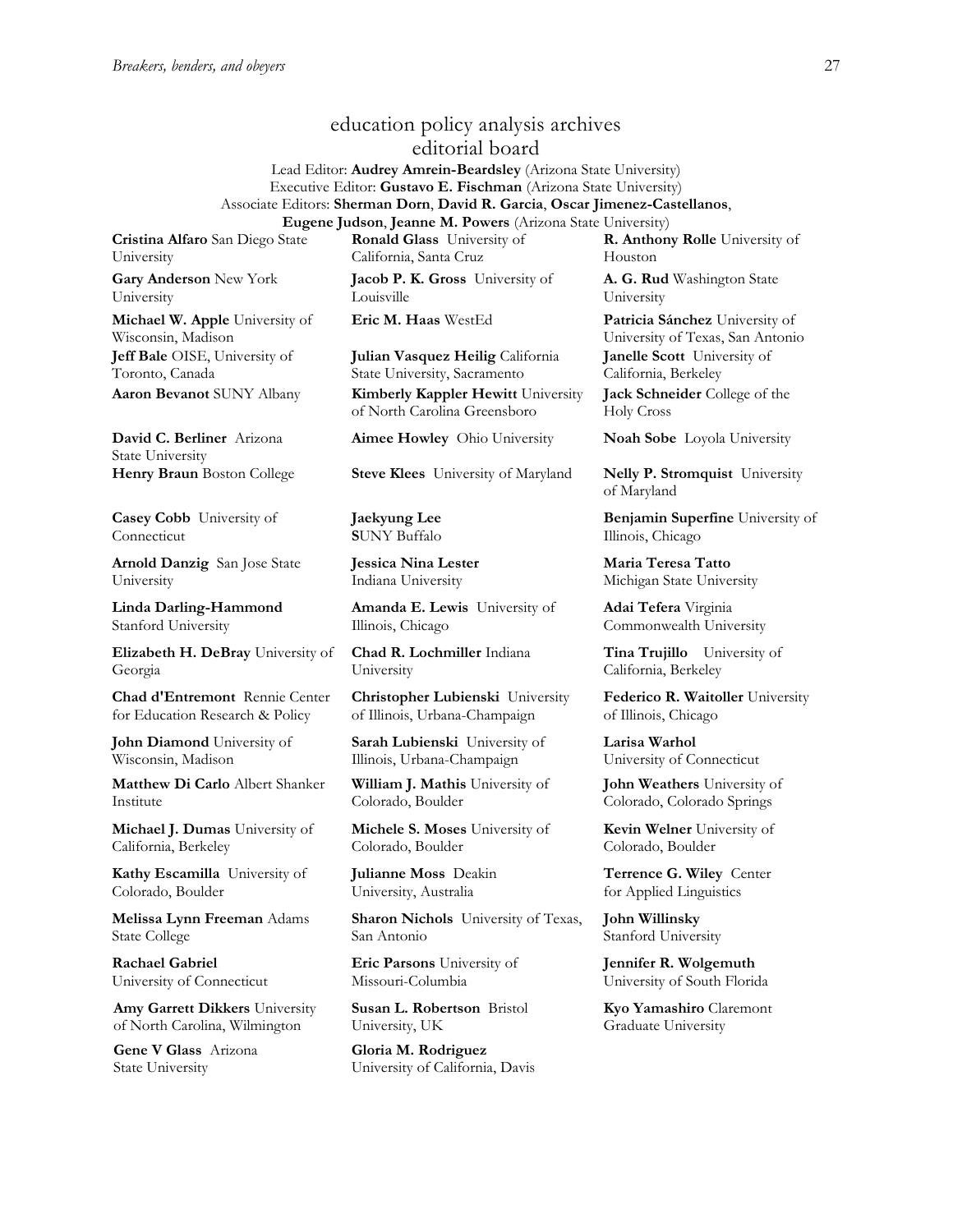## education policy analysis archives
## editorial board

Lead Editor: **Audrey Amrein-Beardsley** (Arizona State University)
Executive Editor: **Gustavo E. Fischman** (Arizona State University)
Associate Editors: **Sherman Dorn**, **David R. Garcia**, **Oscar Jimenez-Castellanos**, **Eugene Judson**, **Jeanne M. Powers** (Arizona State University)

**Cristina Alfaro** San Diego State University

**Gary Anderson** New York University

**Michael W. Apple** University of Wisconsin, Madison

**Jeff Bale** OISE, University of Toronto, Canada

**Aaron Bevanot** SUNY Albany

**David C. Berliner** Arizona State University

**Henry Braun** Boston College

**Casey Cobb** University of Connecticut

**Arnold Danzig** San Jose State University

**Linda Darling-Hammond** Stanford University

**Elizabeth H. DeBray** University of Georgia

**Chad d'Entremont** Rennie Center for Education Research & Policy

**John Diamond** University of Wisconsin, Madison

**Matthew Di Carlo** Albert Shanker Institute

**Michael J. Dumas** University of California, Berkeley

**Kathy Escamilla** University of Colorado, Boulder

**Melissa Lynn Freeman** Adams State College

**Rachael Gabriel** University of Connecticut

**Amy Garrett Dikkers** University of North Carolina, Wilmington

**Gene V Glass** Arizona State University

**Ronald Glass** University of California, Santa Cruz

**Jacob P. K. Gross** University of Louisville

**Eric M. Haas** WestEd

**Julian Vasquez Heilig** California State University, Sacramento

**Kimberly Kappler Hewitt** University of North Carolina Greensboro

**Aimee Howley** Ohio University

**Steve Klees** University of Maryland

**Jaekyung Lee** **S**UNY Buffalo

**Jessica Nina Lester** Indiana University

**Amanda E. Lewis** University of Illinois, Chicago

**Chad R. Lochmiller** Indiana University

**Christopher Lubienski** University of Illinois, Urbana-Champaign

**Sarah Lubienski** University of Illinois, Urbana-Champaign

**William J. Mathis** University of Colorado, Boulder

**Michele S. Moses** University of Colorado, Boulder

**Julianne Moss** Deakin University, Australia

**Sharon Nichols** University of Texas, San Antonio

**Eric Parsons** University of Missouri-Columbia

**Susan L. Robertson** Bristol University, UK

**Gloria M. Rodriguez** University of California, Davis

**R. Anthony Rolle** University of Houston

**A. G. Rud** Washington State University

**Patricia Sánchez** University of University of Texas, San Antonio

**Janelle Scott** University of California, Berkeley

**Jack Schneider** College of the Holy Cross

**Noah Sobe** Loyola University

**Nelly P. Stromquist** University of Maryland

**Benjamin Superfine** University of Illinois, Chicago

**Maria Teresa Tatto** Michigan State University

**Adai Tefera** Virginia Commonwealth University

**Tina Trujillo** University of California, Berkeley

**Federico R. Waitoller** University of Illinois, Chicago

**Larisa Warhol** University of Connecticut

**John Weathers** University of Colorado, Colorado Springs

**Kevin Welner** University of Colorado, Boulder

**Terrence G. Wiley** Center for Applied Linguistics

**John Willinsky** Stanford University

**Jennifer R. Wolgemuth** University of South Florida

**Kyo Yamashiro** Claremont Graduate University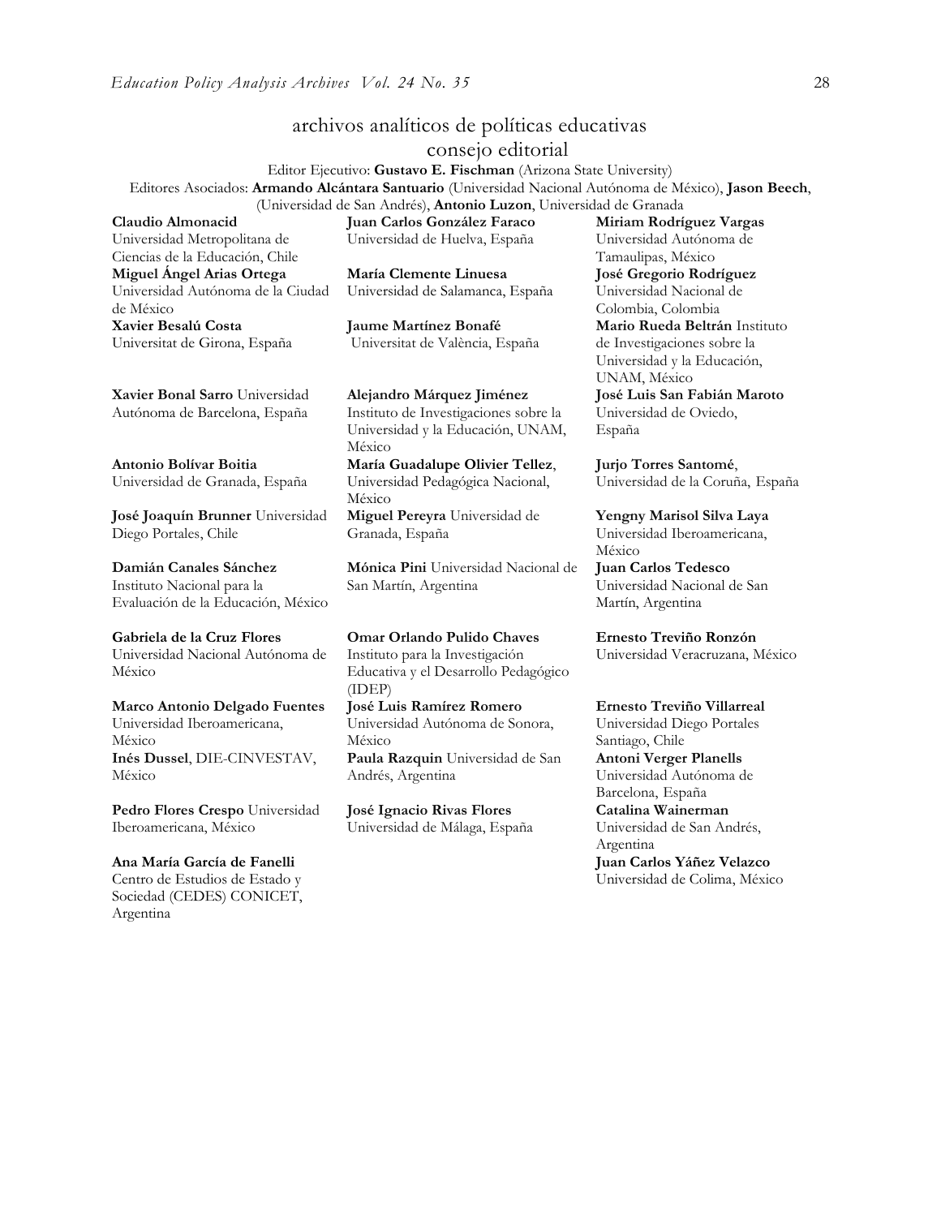## archivos analíticos de políticas educativas consejo editorial

Editor Ejecutivo: **Gustavo E. Fischman** (Arizona State University)

Editores Asociados: **Armando Alcántara Santuario** (Universidad Nacional Autónoma de México), **Jason Beech**, (Universidad de San Andrés), **Antonio Luzon**, Universidad de Granada

**Claudio Almonacid** Universidad Metropolitana de Ciencias de la Educación, Chile

**Miguel Ángel Arias Ortega** Universidad Autónoma de la Ciudad de México

**Xavier Besalú Costa** Universitat de Girona, España

**Xavier Bonal Sarro** Universidad Autónoma de Barcelona, España

**Antonio Bolívar Boitia** Universidad de Granada, España

**José Joaquín Brunner** Universidad Diego Portales, Chile

**Damián Canales Sánchez** Instituto Nacional para la Evaluación de la Educación, México

**Gabriela de la Cruz Flores** Universidad Nacional Autónoma de México

**Marco Antonio Delgado Fuentes** Universidad Iberoamericana, México

**Inés Dussel**, DIE-CINVESTAV, México

**Pedro Flores Crespo** Universidad Iberoamericana, México

**Ana María García de Fanelli** Centro de Estudios de Estado y Sociedad (CEDES) CONICET, Argentina

**Juan Carlos González Faraco** Universidad de Huelva, España

**María Clemente Linuesa** Universidad de Salamanca, España

**Jaume Martínez Bonafé** Universitat de València, España

**Alejandro Márquez Jiménez** Instituto de Investigaciones sobre la Universidad y la Educación, UNAM, México

**María Guadalupe Olivier Tellez**, Universidad Pedagógica Nacional, México

**Miguel Pereyra** Universidad de Granada, España

**Mónica Pini** Universidad Nacional de San Martín, Argentina

**Omar Orlando Pulido Chaves** Instituto para la Investigación Educativa y el Desarrollo Pedagógico (IDEP)

**José Luis Ramírez Romero** Universidad Autónoma de Sonora, México

**Paula Razquin** Universidad de San Andrés, Argentina

**José Ignacio Rivas Flores** Universidad de Málaga, España

**Miriam Rodríguez Vargas** Universidad Autónoma de Tamaulipas, México

**José Gregorio Rodríguez** Universidad Nacional de Colombia, Colombia

**Mario Rueda Beltrán** Instituto de Investigaciones sobre la Universidad y la Educación, UNAM, México

**José Luis San Fabián Maroto** Universidad de Oviedo, España

**Jurjo Torres Santomé**, Universidad de la Coruña, España

**Yengny Marisol Silva Laya** Universidad Iberoamericana, México

**Juan Carlos Tedesco** Universidad Nacional de San Martín, Argentina

**Ernesto Treviño Ronzón** Universidad Veracruzana, México

**Ernesto Treviño Villarreal** Universidad Diego Portales Santiago, Chile

**Antoni Verger Planells** Universidad Autónoma de Barcelona, España

**Catalina Wainerman** Universidad de San Andrés, Argentina

**Juan Carlos Yáñez Velazco** Universidad de Colima, México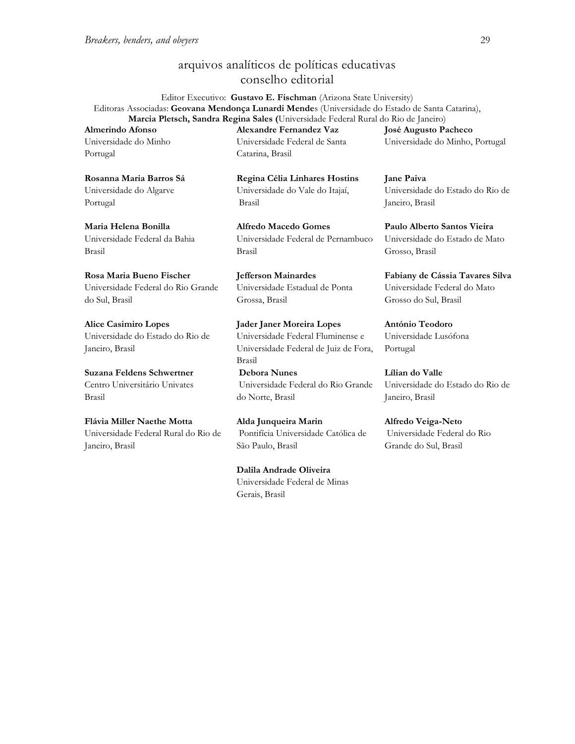## arquivos analíticos de políticas educativas
## conselho editorial

Editor Executivo: **Gustavo E. Fischman** (Arizona State University)
Editoras Associadas: **Geovana Mendonça Lunardi Mende**s (Universidade do Estado de Santa Catarina),
**Marcia Pletsch, Sandra Regina Sales (**Universidade Federal Rural do Rio de Janeiro)

**Almerindo Afonso**
Universidade do Minho
Portugal

**Rosanna Maria Barros Sá**
Universidade do Algarve
Portugal

**Maria Helena Bonilla**
Universidade Federal da Bahia
Brasil

**Rosa Maria Bueno Fischer**
Universidade Federal do Rio Grande do Sul, Brasil

**Alice Casimiro Lopes**
Universidade do Estado do Rio de Janeiro, Brasil

**Suzana Feldens Schwertner**
Centro Universitário Univates
Brasil

**Flávia Miller Naethe Motta**
Universidade Federal Rural do Rio de Janeiro, Brasil

**Alexandre Fernandez Vaz**
Universidade Federal de Santa Catarina, Brasil

**Regina Célia Linhares Hostins**
Universidade do Vale do Itajaí,
Brasil

**Alfredo Macedo Gomes**
Universidade Federal de Pernambuco
Brasil

**Jefferson Mainardes**
Universidade Estadual de Ponta Grossa, Brasil

**Jader Janer Moreira Lopes**
Universidade Federal Fluminense e Universidade Federal de Juiz de Fora, Brasil

**Debora Nunes**
Universidade Federal do Rio Grande do Norte, Brasil

**Alda Junqueira Marin**
Pontifícia Universidade Católica de São Paulo, Brasil

**Dalila Andrade Oliveira**
Universidade Federal de Minas Gerais, Brasil

**José Augusto Pacheco**
Universidade do Minho, Portugal

**Jane Paiva**
Universidade do Estado do Rio de Janeiro, Brasil

**Paulo Alberto Santos Vieira**
Universidade do Estado de Mato Grosso, Brasil

**Fabiany de Cássia Tavares Silva**
Universidade Federal do Mato Grosso do Sul, Brasil

**António Teodoro**
Universidade Lusófona
Portugal

**Lílian do Valle**
Universidade do Estado do Rio de Janeiro, Brasil

**Alfredo Veiga-Neto**
Universidade Federal do Rio Grande do Sul, Brasil